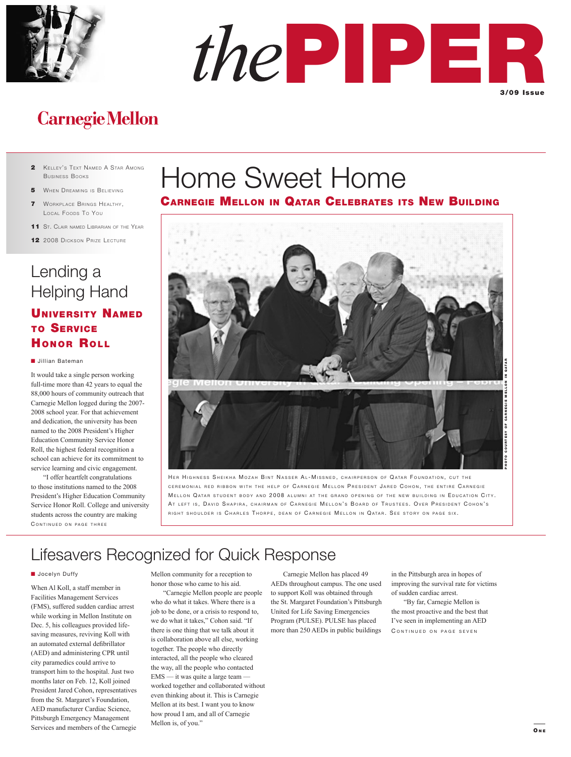# thePIPER

3/09 Issue

Carnegie Mellon

- **2** Kelley's Text Named A Star Among Business Books
- **5** When Dreaming is Believing
- **7** Workplace Brings Healthy, Local Foods To You
- **11** St. Clair named Librarian of the Year
- **12** 2008 Dickson Prize Lecture

# Home Sweet Home

## Carnegie Mellon in Qatar Celebrates its New Building

Photo courtesy of Carnegie Mellon in Qatar

Her Highness Sheikha Mozah Bint Nasser Al-Missned, chairperson of Qatar Foundation, cut the ceremonial red ribbon with the help of Carnegie Mellon President Jared Cohon, the entire Carnegie Mellon Qatar student body and 2008 alumni at the grand opening of the new building in Education City. At left is, David Shapira, chairman of Carnegie Mellon's Board of Trustees. Over President Cohon's right shoulder is Charles Thorpe, dean of Carnegie Mellon in Qatar. See story on page six.

# Lending a Helping Hand

## University Named to Service Honor Roll

Jillian Bateman

It would take a single person working full-time more than 42 years to equal the 88,000 hours of community outreach that Carnegie Mellon logged during the 2007-2008 school year. For that achievement and dedication, the university has been named to the 2008 President's Higher Education Community Service Honor Roll, the highest federal recognition a school can achieve for its commitment to service learning and civic engagement.

"I offer heartfelt congratulations to those institutions named to the 2008 President's Higher Education Community Service Honor Roll. College and university students across the country are making

Continued on page three

# Lifesavers Recognized for Quick Response

Jocelyn Duffy

When Al Koll, a staff member in Facilities Management Services (FMS), suffered sudden cardiac arrest while working in Mellon Institute on Dec. 5, his colleagues provided life-saving measures, reviving Koll with an automated external defibrillator (AED) and administering CPR until city paramedics could arrive to transport him to the hospital. Just two months later on Feb. 12, Koll joined President Jared Cohon, representatives from the St. Margaret's Foundation, AED manufacturer Cardiac Science, Pittsburgh Emergency Management Services and members of the Carnegie Mellon community for a reception to honor those who came to his aid.

"Carnegie Mellon people are people who do what it takes. Where there is a job to be done, or a crisis to respond to, we do what it takes," Cohon said. "If there is one thing that we talk about it is collaboration above all else, working together. The people who directly interacted, all the people who cleared the way, all the people who contacted EMS — it was quite a large team — worked together and collaborated without even thinking about it. This is Carnegie Mellon at its best. I want you to know how proud I am, and all of Carnegie Mellon is, of you."

Carnegie Mellon has placed 49 AEDs throughout campus. The one used to support Koll was obtained through the St. Margaret Foundation's Pittsburgh United for Life Saving Emergencies Program (PULSE). PULSE has placed more than 250 AEDs in public buildings in the Pittsburgh area in hopes of improving the survival rate for victims of sudden cardiac arrest.

"By far, Carnegie Mellon is the most proactive and the best that I've seen in implementing an AED

Continued on page seven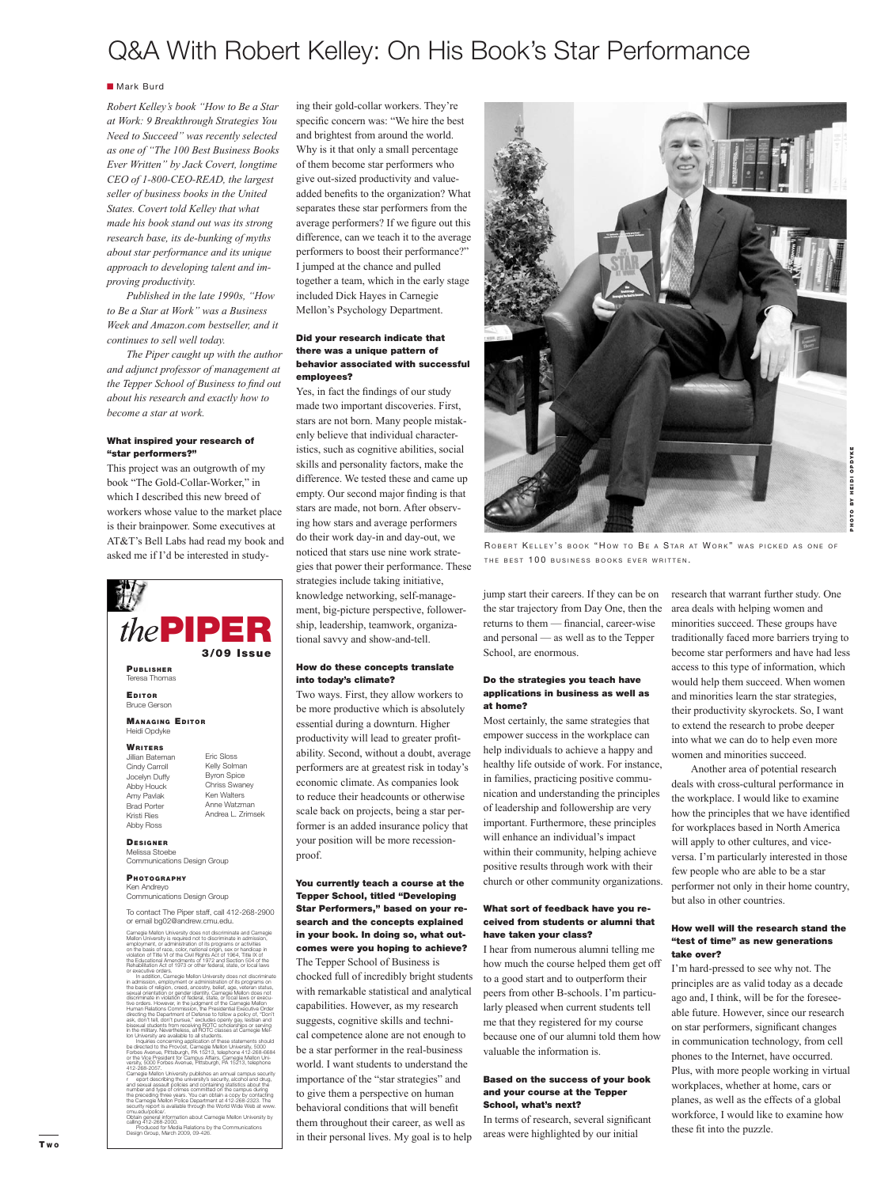# Q&A With Robert Kelley: On His Book's Star Performance

Mark Burd

*Robert Kelley's book "How to Be a Star at Work: 9 Breakthrough Strategies You Need to Succeed" was recently selected as one of "The 100 Best Business Books Ever Written" by Jack Covert, longtime CEO of 1-800-CEO-READ, the largest seller of business books in the United States. Covert told Kelley that what made his book stand out was its strong research base, its de-bunking of myths about star performance and its unique approach to developing talent and improving productivity.*

*Published in the late 1990s, "How to Be a Star at Work" was a Business Week and Amazon.com bestseller, and it continues to sell well today.*

*The Piper caught up with the author and adjunct professor of management at the Tepper School of Business to find out about his research and exactly how to become a star at work.*

**What inspired your research of "star performers?"**

This project was an outgrowth of my book "The Gold-Collar-Worker," in which I described this new breed of workers whose value to the market place is their brainpower. Some executives at AT&T's Bell Labs had read my book and asked me if I'd be interested in studying their gold-collar workers. They're specific concern was: "We hire the best and brightest from around the world. Why is it that only a small percentage of them become star performers who give out-sized productivity and value-added benefits to the organization? What separates these star performers from the average performers? If we figure out this difference, can we teach it to the average performers to boost their performance?" I jumped at the chance and pulled together a team, which in the early stage included Dick Hayes in Carnegie Mellon's Psychology Department.

**Did your research indicate that there was a unique pattern of behavior associated with successful employees?**

Yes, in fact the findings of our study made two important discoveries. First, stars are not born. Many people mistakenly believe that individual characteristics, such as cognitive abilities, social skills and personality factors, make the difference. We tested these and came up empty. Our second major finding is that stars are made, not born. After observing how stars and average performers do their work day-in and day-out, we noticed that stars use nine work strategies that power their performance. These strategies include taking initiative, knowledge networking, self-management, big-picture perspective, followership, leadership, teamwork, organizational savvy and show-and-tell.

**How do these concepts translate into today's climate?**

Two ways. First, they allow workers to be more productive which is absolutely essential during a downturn. Higher productivity will lead to greater profitability. Second, without a doubt, average performers are at greatest risk in today's economic climate. As companies look to reduce their headcounts or otherwise scale back on projects, being a star performer is an added insurance policy that your position will be more recession-proof.

**You currently teach a course at the Tepper School, titled "Developing Star Performers," based on your research and the concepts explained in your book. In doing so, what outcomes were you hoping to achieve?**

The Tepper School of Business is chocked full of incredibly bright students with remarkable statistical and analytical capabilities. However, as my research suggests, cognitive skills and technical competence alone are not enough to be a star performer in the real-business world. I want students to understand the importance of the "star strategies" and to give them a perspective on human behavioral conditions that will benefit them throughout their career, as well as in their personal lives. My goal is to help jump start their careers. If they can be on the star trajectory from Day One, then the returns to them — financial, career-wise and personal — as well as to the Tepper School, are enormous.

Robert Kelley's book "How to Be a Star at Work" was picked as one of the best 100 business books ever written.

PHOTO BY HEIDI OPDYKE

**Do the strategies you teach have applications in business as well as at home?**

Most certainly, the same strategies that empower success in the workplace can help individuals to achieve a happy and healthy life outside of work. For instance, in families, practicing positive communication and understanding the principles of leadership and followership are very important. Furthermore, these principles will enhance an individual's impact within their community, helping achieve positive results through work with their church or other community organizations.

**What sort of feedback have you received from students or alumni that have taken your class?**

I hear from numerous alumni telling me how much the course helped them get off to a good start and to outperform their peers from other B-schools. I'm particularly pleased when current students tell me that they registered for my course because one of our alumni told them how valuable the information is.

**Based on the success of your book and your course at the Tepper School, what's next?**

In terms of research, several significant areas were highlighted by our initial research that warrant further study. One area deals with helping women and minorities succeed. These groups have traditionally faced more barriers trying to become star performers and have had less access to this type of information, which would help them succeed. When women and minorities learn the star strategies, their productivity skyrockets. So, I want to extend the research to probe deeper into what we can do to help even more women and minorities succeed.

Another area of potential research deals with cross-cultural performance in the workplace. I would like to examine how the principles that we have identified for workplaces based in North America will apply to other cultures, and vice-versa. I'm particularly interested in those few people who are able to be a star performer not only in their home country, but also in other countries.

**How well will the research stand the "test of time" as new generations take over?**

I'm hard-pressed to see why not. The principles are as valid today as a decade ago and, I think, will be for the foreseeable future. However, since our research on star performers, significant changes in communication technology, from cell phones to the Internet, have occurred. Plus, with more people working in virtual workplaces, whether at home, cars or planes, as well as the effects of a global workforce, I would like to examine how these fit into the puzzle.

---

**the PIPER**
**3/09 Issue**

**PUBLISHER**
Teresa Thomas

**EDITOR**
Bruce Gerson

**MANAGING EDITOR**
Heidi Opdyke

**WRITERS**
Jillian Bateman
Cindy Carroll
Jocelyn Duffy
Abby Houck
Amy Pavlak
Brad Porter
Kristi Ries
Abby Ross
Eric Sloss
Kelly Solman
Byron Spice
Chriss Swaney
Ken Walters
Anne Watzman
Andrea L. Zrimsek

**DESIGNER**
Melissa Stoebe
Communications Design Group

**PHOTOGRAPHY**
Ken Andreyo
Communications Design Group

To contact The Piper staff, call 412-268-2900 or email bg02@andrew.cmu.edu.

Carnegie Mellon University does not discriminate and Carnegie Mellon University is required not to discriminate in admission, employment, or administration of its programs or activities on the basis of race, color, national origin, sex or handicap in violation of Title VI of the Civil Rights Act of 1964, Title IX of the Educational Amendments of 1972 and Section 504 of the Rehabilitation Act of 1973 or other federal, state, or local laws or executive orders.

In addition, Carnegie Mellon University does not discriminate in admission, employment or administration of its programs on the basis of religion, creed, ancestry, belief, age, veteran status, sexual orientation or gender identity. Carnegie Mellon does not discriminate in violation of federal, state, or local laws or executive orders. However, in the judgment of the Carnegie Mellon Human Relations Commission, the Presidential Executive Order directing the Department of Defense to follow a policy of, "Don't ask, don't tell, don't pursue," excludes openly gay, lesbian and bisexual students from receiving ROTC scholarships or serving in the military. Nevertheless, all ROTC classes at Carnegie Mellon University are available to all students.

Inquiries concerning application of these statements should be directed to the Provost, Carnegie Mellon University, 5000 Forbes Avenue, Pittsburgh, PA 15213, telephone 412-268-6684 or the Vice President for Campus Affairs, Carnegie Mellon University, 5000 Forbes Avenue, Pittsburgh, PA 15213, telephone 412-268-2057.

Carnegie Mellon University publishes an annual campus security report describing the university's security, alcohol and drug, and sexual assault policies and containing statistics about the number and type of crimes committed on the campus during the preceding three years. You can obtain a copy by contacting the Carnegie Mellon Police Department at 412-268-2323. The security report is available through the World Wide Web at www.cmu.edu/police/.

Obtain general information about Carnegie Mellon University by calling 412-268-2000.

Produced for Media Relations by the Communications Design Group, March 2009, 09-426.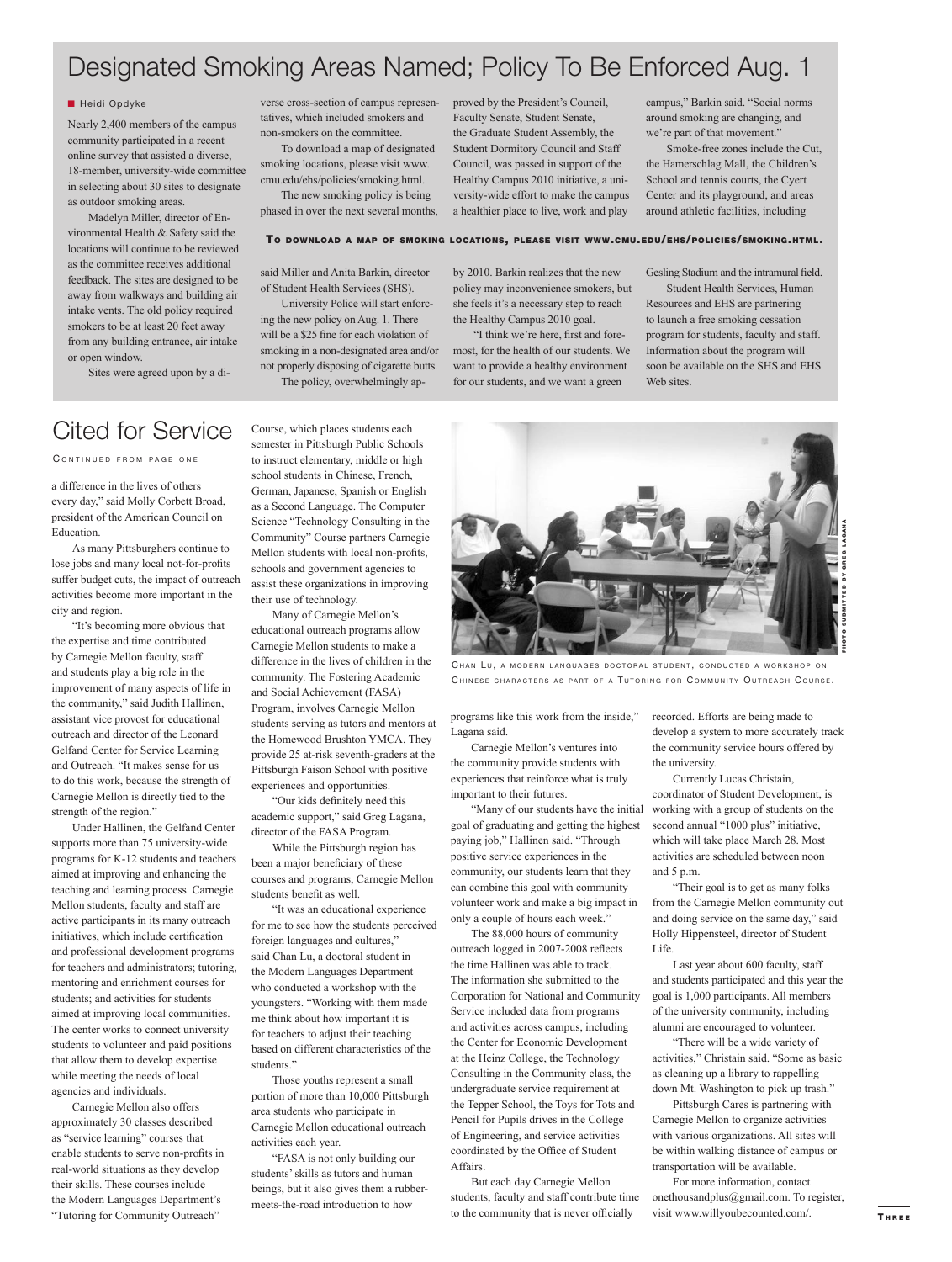# Designated Smoking Areas Named; Policy To Be Enforced Aug. 1

Heidi Opdyke

Nearly 2,400 members of the campus community participated in a recent online survey that assisted a diverse, 18-member, university-wide committee in selecting about 30 sites to designate as outdoor smoking areas.

Madelyn Miller, director of Environmental Health & Safety said the locations will continue to be reviewed as the committee receives additional feedback. The sites are designed to be away from walkways and building air intake vents. The old policy required smokers to be at least 20 feet away from any building entrance, air intake or open window.

Sites were agreed upon by a diverse cross-section of campus representatives, which included smokers and non-smokers on the committee.

To download a map of designated smoking locations, please visit www.cmu.edu/ehs/policies/smoking.html.

The new smoking policy is being phased in over the next several months, said Miller and Anita Barkin, director of Student Health Services (SHS).

University Police will start enforcing the new policy on Aug. 1. There will be a $25 fine for each violation of smoking in a non-designated area and/or not properly disposing of cigarette butts.

The policy, overwhelmingly approved by the President's Council, Faculty Senate, Student Senate, the Graduate Student Assembly, the Student Dormitory Council and Staff Council, was passed in support of the Healthy Campus 2010 initiative, a university-wide effort to make the campus a healthier place to live, work and play by 2010. Barkin realizes that the new policy may inconvenience smokers, but she feels it's a necessary step to reach the Healthy Campus 2010 goal.

"I think we're here, first and foremost, for the health of our students. We want to provide a healthy environment for our students, and we want a green campus," Barkin said. "Social norms around smoking are changing, and we're part of that movement."

Smoke-free zones include the Cut, the Hamerschlag Mall, the Children's School and tennis courts, the Cyert Center and its playground, and areas around athletic facilities, including Gesling Stadium and the intramural field.

Student Health Services, Human Resources and EHS are partnering to launch a free smoking cessation program for students, faculty and staff. Information about the program will soon be available on the SHS and EHS Web sites.

**TO DOWNLOAD A MAP OF SMOKING LOCATIONS, PLEASE VISIT WWW.CMU.EDU/EHS/POLICIES/SMOKING.HTML.**

# Cited for Service

CONTINUED FROM PAGE ONE

a difference in the lives of others every day," said Molly Corbett Broad, president of the American Council on Education.

As many Pittsburghers continue to lose jobs and many local not-for-profits suffer budget cuts, the impact of outreach activities become more important in the city and region.

"It's becoming more obvious that the expertise and time contributed by Carnegie Mellon faculty, staff and students play a big role in the improvement of many aspects of life in the community," said Judith Hallinen, assistant vice provost for educational outreach and director of the Leonard Gelfand Center for Service Learning and Outreach. "It makes sense for us to do this work, because the strength of Carnegie Mellon is directly tied to the strength of the region."

Under Hallinen, the Gelfand Center supports more than 75 university-wide programs for K-12 students and teachers aimed at improving and enhancing the teaching and learning process. Carnegie Mellon students, faculty and staff are active participants in its many outreach initiatives, which include certification and professional development programs for teachers and administrators; tutoring, mentoring and enrichment courses for students; and activities for students aimed at improving local communities. The center works to connect university students to volunteer and paid positions that allow them to develop expertise while meeting the needs of local agencies and individuals.

Carnegie Mellon also offers approximately 30 classes described as "service learning" courses that enable students to serve non-profits in real-world situations as they develop their skills. These courses include the Modern Languages Department's "Tutoring for Community Outreach" Course, which places students each semester in Pittsburgh Public Schools to instruct elementary, middle or high school students in Chinese, French, German, Japanese, Spanish or English as a Second Language. The Computer Science "Technology Consulting in the Community" Course partners Carnegie Mellon students with local non-profits, schools and government agencies to assist these organizations in improving their use of technology.

Many of Carnegie Mellon's educational outreach programs allow Carnegie Mellon students to make a difference in the lives of children in the community. The Fostering Academic and Social Achievement (FASA) Program, involves Carnegie Mellon students serving as tutors and mentors at the Homewood Brushton YMCA. They provide 25 at-risk seventh-graders at the Pittsburgh Faison School with positive experiences and opportunities.

"Our kids definitely need this academic support," said Greg Lagana, director of the FASA Program.

While the Pittsburgh region has been a major beneficiary of these courses and programs, Carnegie Mellon students benefit as well.

"It was an educational experience for me to see how the students perceived foreign languages and cultures," said Chan Lu, a doctoral student in the Modern Languages Department who conducted a workshop with the youngsters. "Working with them made me think about how important it is for teachers to adjust their teaching based on different characteristics of the students."

Those youths represent a small portion of more than 10,000 Pittsburgh area students who participate in Carnegie Mellon educational outreach activities each year.

"FASA is not only building our students' skills as tutors and human beings, but it also gives them a rubber-meets-the-road introduction to how programs like this work from the inside," Lagana said.

CHAN LU, A MODERN LANGUAGES DOCTORAL STUDENT, CONDUCTED A WORKSHOP ON CHINESE CHARACTERS AS PART OF A TUTORING FOR COMMUNITY OUTREACH COURSE.

PHOTO SUBMITTED BY GREG LAGANA

Carnegie Mellon's ventures into the community provide students with experiences that reinforce what is truly important to their futures.

"Many of our students have the initial goal of graduating and getting the highest paying job," Hallinen said. "Through positive service experiences in the community, our students learn that they can combine this goal with community volunteer work and make a big impact in only a couple of hours each week."

The 88,000 hours of community outreach logged in 2007-2008 reflects the time Hallinen was able to track. The information she submitted to the Corporation for National and Community Service included data from programs and activities across campus, including the Center for Economic Development at the Heinz College, the Technology Consulting in the Community class, the undergraduate service requirement at the Tepper School, the Toys for Tots and Pencil for Pupils drives in the College of Engineering, and service activities coordinated by the Office of Student Affairs.

But each day Carnegie Mellon students, faculty and staff contribute time to the community that is never officially recorded. Efforts are being made to develop a system to more accurately track the community service hours offered by the university.

Currently Lucas Christain, coordinator of Student Development, is working with a group of students on the second annual "1000 plus" initiative, which will take place March 28. Most activities are scheduled between noon and 5 p.m.

"Their goal is to get as many folks from the Carnegie Mellon community out and doing service on the same day," said Holly Hippensteel, director of Student Life.

Last year about 600 faculty, staff and students participated and this year the goal is 1,000 participants. All members of the university community, including alumni are encouraged to volunteer.

"There will be a wide variety of activities," Christain said. "Some as basic as cleaning up a library to rappelling down Mt. Washington to pick up trash."

Pittsburgh Cares is partnering with Carnegie Mellon to organize activities with various organizations. All sites will be within walking distance of campus or transportation will be available.

For more information, contact onethousandplus@gmail.com. To register, visit www.willyoubecounted.com/.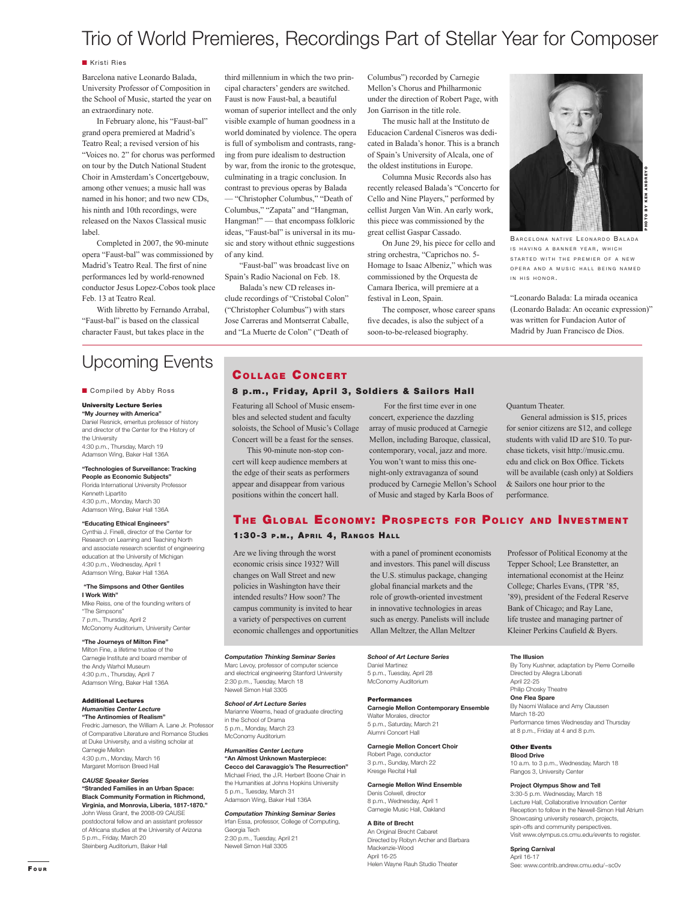# Trio of World Premieres, Recordings Part of Stellar Year for Composer

Kristi Ries

Barcelona native Leonardo Balada, University Professor of Composition in the School of Music, started the year on an extraordinary note.

In February alone, his "Faust-bal" grand opera premiered at Madrid's Teatro Real; a revised version of his "Voices no. 2" for chorus was performed on tour by the Dutch National Student Choir in Amsterdam's Concertgebouw, among other venues; a music hall was named in his honor; and two new CDs, his ninth and 10th recordings, were released on the Naxos Classical music label.

Completed in 2007, the 90-minute opera "Faust-bal" was commissioned by Madrid's Teatro Real. The first of nine performances led by world-renowned conductor Jesus Lopez-Cobos took place Feb. 13 at Teatro Real.

With libretto by Fernando Arrabal, "Faust-bal" is based on the classical character Faust, but takes place in the third millennium in which the two principal characters' genders are switched. Faust is now Faust-bal, a beautiful woman of superior intellect and the only visible example of human goodness in a world dominated by violence. The opera is full of symbolism and contrasts, ranging from pure idealism to destruction by war, from the ironic to the grotesque, culminating in a tragic conclusion. In contrast to previous operas by Balada — "Christopher Columbus," "Death of Columbus," "Zapata" and "Hangman, Hangman!" — that encompass folkloric ideas, "Faust-bal" is universal in its music and story without ethnic suggestions of any kind.

"Faust-bal" was broadcast live on Spain's Radio Nacional on Feb. 18.

Balada's new CD releases include recordings of "Cristobal Colon" ("Christopher Columbus") with stars Jose Carreras and Montserrat Caballe, and "La Muerte de Colon" ("Death of Columbus") recorded by Carnegie Mellon's Chorus and Philharmonic under the direction of Robert Page, with Jon Garrison in the title role.

The music hall at the Instituto de Educacion Cardenal Cisneros was dedicated in Balada's honor. This is a branch of Spain's University of Alcala, one of the oldest institutions in Europe.

Columna Music Records also has recently released Balada's "Concerto for Cello and Nine Players," performed by cellist Jurgen Van Win. An early work, this piece was commissioned by the great cellist Gaspar Cassado.

On June 29, his piece for cello and string orchestra, "Caprichos no. 5-Homage to Isaac Albeniz," which was commissioned by the Orquesta de Camara Iberica, will premiere at a festival in Leon, Spain.

The composer, whose career spans five decades, is also the subject of a soon-to-be-released biography.

"Leonardo Balada: La mirada oceanica (Leonardo Balada: An oceanic expression)" was written for Fundacion Autor of Madrid by Juan Francisco de Dios.

PHOTO BY KEN ANDREYO

BARCELONA NATIVE LEONARDO BALADA IS HAVING A BANNER YEAR, WHICH STARTED WITH THE PREMIER OF A NEW OPERA AND A MUSIC HALL BEING NAMED IN HIS HONOR.

# Upcoming Events

Compiled by Abby Ross

## Collage Concert

**8 p.m., Friday, April 3, Soldiers & Sailors Hall**

Featuring all School of Music ensembles and selected student and faculty soloists, the School of Music's Collage Concert will be a feast for the senses.

This 90-minute non-stop concert will keep audience members at the edge of their seats as performers appear and disappear from various positions within the concert hall.

For the first time ever in one concert, experience the dazzling array of music produced at Carnegie Mellon, including Baroque, classical, contemporary, vocal, jazz and more. You won't want to miss this one-night-only extravaganza of sound produced by Carnegie Mellon's School of Music and staged by Karla Boos of Quantum Theater.

General admission is $15, prices for senior citizens are $12, and college students with valid ID are $10. To purchase tickets, visit http://music.cmu.edu and click on Box Office. Tickets will be available (cash only) at Soldiers & Sailors one hour prior to the performance.

## The Global Economy: Prospects for Policy and Investment

**1:30-3 p.m., April 4, Rangos Hall**

Are we living through the worst economic crisis since 1932? Will changes on Wall Street and new policies in Washington have their intended results? How soon? The campus community is invited to hear a variety of perspectives on current economic challenges and opportunities with a panel of prominent economists and investors. This panel will discuss the U.S. stimulus package, changing global financial markets and the role of growth-oriented investment in innovative technologies in areas such as energy. Panelists will include Allan Meltzer, the Allan Meltzer Professor of Political Economy at the Tepper School; Lee Branstetter, an international economist at the Heinz College; Charles Evans, (TPR '85, '89), president of the Federal Reserve Bank of Chicago; and Ray Lane, life trustee and managing partner of Kleiner Perkins Caufield & Byers.

### University Lecture Series

**"My Journey with America"**
Daniel Resnick, emeritus professor of history and director of the Center for the History of the University
4:30 p.m., Thursday, March 19
Adamson Wing, Baker Hall 136A

**"Technologies of Surveillance: Tracking People as Economic Subjects"**
Florida International University Professor Kenneth Lipartito
4:30 p.m., Monday, March 30
Adamson Wing, Baker Hall 136A

**"Educating Ethical Engineers"**
Cynthia J. Finelli, director of the Center for Research on Learning and Teaching North and associate research scientist of engineering education at the University of Michigan
4:30 p.m., Wednesday, April 1
Adamson Wing, Baker Hall 136A

**"The Simpsons and Other Gentiles I Work With"**
Mike Reiss, one of the founding writers of "The Simpsons"
7 p.m., Thursday, April 2
McConomy Auditorium, University Center

**"The Journeys of Milton Fine"**
Milton Fine, a lifetime trustee of the Carnegie Institute and board member of the Andy Warhol Museum
4:30 p.m., Thursday, April 7
Adamson Wing, Baker Hall 136A

### Additional Lectures

***Humanities Center Lecture***
**"The Antinomies of Realism"**
Fredric Jameson, the William A. Lane Jr. Professor of Comparative Literature and Romance Studies at Duke University, and a visiting scholar at Carnegie Mellon
4:30 p.m., Monday, March 16
Margaret Morrison Breed Hall

***CAUSE Speaker Series***
**"Stranded Families in an Urban Space: Black Community Formation in Richmond, Virginia, and Monrovia, Liberia, 1817-1870."**
John Wess Grant, the 2008-09 CAUSE postdoctoral fellow and an assistant professor of Africana studies at the University of Arizona
5 p.m., Friday, March 20
Steinberg Auditorium, Baker Hall

***Computation Thinking Seminar Series***
Marc Levoy, professor of computer science and electrical engineering Stanford University
2:30 p.m., Tuesday, March 18
Newell Simon Hall 3305

***School of Art Lecture Series***
Marianne Weems, head of graduate directing in the School of Drama
5 p.m., Monday, March 23
McConomy Auditorium

***Humanities Center Lecture***
**"An Almost Unknown Masterpiece: Cecco del Caravaggio's The Resurrection"**
Michael Fried, the J.R. Herbert Boone Chair in the Humanities at Johns Hopkins University
5 p.m., Tuesday, March 31
Adamson Wing, Baker Hall 136A

***Computation Thinking Seminar Series***
Irfan Essa, professor, College of Computing, Georgia Tech
2:30 p.m., Tuesday, April 21
Newell Simon Hall 3305

***School of Art Lecture Series***
Daniel Martinez
5 p.m., Tuesday, April 28
McConomy Auditorium

### Performances

**Carnegie Mellon Contemporary Ensemble**
Walter Morales, director
5 p.m., Saturday, March 21
Alumni Concert Hall

**Carnegie Mellon Concert Choir**
Robert Page, conductor
3 p.m., Sunday, March 22
Kresge Recital Hall

**Carnegie Mellon Wind Ensemble**
Denis Colwell, director
8 p.m., Wednesday, April 1
Carnegie Music Hall, Oakland

**A Bite of Brecht**
An Original Brecht Cabaret
Directed by Robyn Archer and Barbara Mackenzie-Wood
April 16-25
Helen Wayne Rauh Studio Theater

**The Illusion**
By Tony Kushner, adaptation by Pierre Corneille
Directed by Allegra Libonati
April 22-25
Philip Chosky Theatre

**One Flea Spare**
By Naomi Wallace and Amy Claussen
March 18-20
Performance times Wednesday and Thursday at 8 p.m., Friday at 4 and 8 p.m.

### Other Events

**Blood Drive**
10 a.m. to 3 p.m., Wednesday, March 18
Rangos 3, University Center

**Project Olympus Show and Tell**
3:30-5 p.m. Wednesday, March 18
Lecture Hall, Collaborative Innovation Center
Reception to follow in the Newell-Simon Hall Atrium
Showcasing university research, projects, spin-offs and community perspectives.
Visit www.olympus.cs.cmu.edu/events to register.

**Spring Carnival**
April 16-17
See: www.contrib.andrew.cmu.edu/~sc0v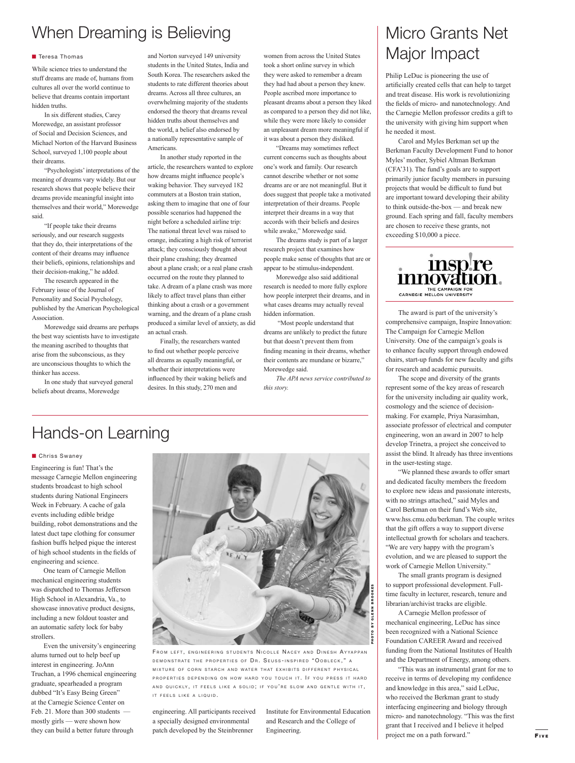# When Dreaming is Believing

Teresa Thomas

While science tries to understand the stuff dreams are made of, humans from cultures all over the world continue to believe that dreams contain important hidden truths.

In six different studies, Carey Morewedge, an assistant professor of Social and Decision Sciences, and Michael Norton of the Harvard Business School, surveyed 1,100 people about their dreams.

"Psychologists' interpretations of the meaning of dreams vary widely. But our research shows that people believe their dreams provide meaningful insight into themselves and their world," Morewedge said.

"If people take their dreams seriously, and our research suggests that they do, their interpretations of the content of their dreams may influence their beliefs, opinions, relationships and their decision-making," he added.

The research appeared in the February issue of the Journal of Personality and Social Psychology, published by the American Psychological Association.

Morewedge said dreams are perhaps the best way scientists have to investigate the meaning ascribed to thoughts that arise from the subconscious, as they are unconscious thoughts to which the thinker has access.

In one study that surveyed general beliefs about dreams, Morewedge and Norton surveyed 149 university students in the United States, India and South Korea. The researchers asked the students to rate different theories about dreams. Across all three cultures, an overwhelming majority of the students endorsed the theory that dreams reveal hidden truths about themselves and the world, a belief also endorsed by a nationally representative sample of Americans.

In another study reported in the article, the researchers wanted to explore how dreams might influence people's waking behavior. They surveyed 182 commuters at a Boston train station, asking them to imagine that one of four possible scenarios had happened the night before a scheduled airline trip: The national threat level was raised to orange, indicating a high risk of terrorist attack; they consciously thought about their plane crashing; they dreamed about a plane crash; or a real plane crash occurred on the route they planned to take. A dream of a plane crash was more likely to affect travel plans than either thinking about a crash or a government warning, and the dream of a plane crash produced a similar level of anxiety, as did an actual crash.

Finally, the researchers wanted to find out whether people perceive all dreams as equally meaningful, or whether their interpretations were influenced by their waking beliefs and desires. In this study, 270 men and women from across the United States took a short online survey in which they were asked to remember a dream they had had about a person they knew. People ascribed more importance to pleasant dreams about a person they liked as compared to a person they did not like, while they were more likely to consider an unpleasant dream more meaningful if it was about a person they disliked.

"Dreams may sometimes reflect current concerns such as thoughts about one's work and family. Our research cannot describe whether or not some dreams are or are not meaningful. But it does suggest that people take a motivated interpretation of their dreams. People interpret their dreams in a way that accords with their beliefs and desires while awake," Morewedge said.

The dreams study is part of a larger research project that examines how people make sense of thoughts that are or appear to be stimulus-independent.

Morewedge also said additional research is needed to more fully explore how people interpret their dreams, and in what cases dreams may actually reveal hidden information.

"Most people understand that dreams are unlikely to predict the future but that doesn't prevent them from finding meaning in their dreams, whether their contents are mundane or bizarre," Morewedge said.

*The APA news service contributed to this story.*

# Hands-on Learning

Chriss Swaney

Engineering is fun! That's the message Carnegie Mellon engineering students broadcast to high school students during National Engineers Week in February. A cache of gala events including edible bridge building, robot demonstrations and the latest duct tape clothing for consumer fashion buffs helped pique the interest of high school students in the fields of engineering and science.

One team of Carnegie Mellon mechanical engineering students was dispatched to Thomas Jefferson High School in Alexandria, Va., to showcase innovative product designs, including a new foldout toaster and an automatic safety lock for baby strollers.

Even the university's engineering alums turned out to help beef up interest in engineering. JoAnn Truchan, a 1996 chemical engineering graduate, spearheaded a program dubbed "It's Easy Being Green" at the Carnegie Science Center on Feb. 21. More than 300 students — mostly girls — were shown how they can build a better future through engineering. All participants received a specially designed environmental patch developed by the Steinbrenner Institute for Environmental Education and Research and the College of Engineering.

PHOTO BY GLENN BROOKES

From left, engineering students Nicolle Nacey and Dinesh Ayyappan demonstrate the properties of Dr. Seuss-inspired "Oobleck," a mixture of corn starch and water that exhibits different physical properties depending on how hard you touch it. If you press it hard and quickly, it feels like a solid; if you're slow and gentle with it, it feels like a liquid.

# Micro Grants Net Major Impact

Philip LeDuc is pioneering the use of artificially created cells that can help to target and treat disease. His work is revolutionizing the fields of micro- and nanotechnology. And the Carnegie Mellon professor credits a gift to the university with giving him support when he needed it most.

Carol and Myles Berkman set up the Berkman Faculty Development Fund to honor Myles' mother, Sybiel Altman Berkman (CFA'31). The fund's goals are to support primarily junior faculty members in pursuing projects that would be difficult to fund but are important toward developing their ability to think outside-the-box — and break new ground. Each spring and fall, faculty members are chosen to receive these grants, not exceeding $10,000 a piece.

inspire innovation. THE CAMPAIGN FOR CARNEGIE MELLON UNIVERSITY

The award is part of the university's comprehensive campaign, Inspire Innovation: The Campaign for Carnegie Mellon University. One of the campaign's goals is to enhance faculty support through endowed chairs, start-up funds for new faculty and gifts for research and academic pursuits.

The scope and diversity of the grants represent some of the key areas of research for the university including air quality work, cosmology and the science of decision-making. For example, Priya Narasimhan, associate professor of electrical and computer engineering, won an award in 2007 to help develop Trinetra, a project she conceived to assist the blind. It already has three inventions in the user-testing stage.

"We planned these awards to offer smart and dedicated faculty members the freedom to explore new ideas and passionate interests, with no strings attached," said Myles and Carol Berkman on their fund's Web site, www.hss.cmu.edu/berkman. The couple writes that the gift offers a way to support diverse intellectual growth for scholars and teachers. "We are very happy with the program's evolution, and we are pleased to support the work of Carnegie Mellon University."

The small grants program is designed to support professional development. Full-time faculty in lecturer, research, tenure and librarian/archivist tracks are eligible.

A Carnegie Mellon professor of mechanical engineering, LeDuc has since been recognized with a National Science Foundation CAREER Award and received funding from the National Institutes of Health and the Department of Energy, among others.

"This was an instrumental grant for me to receive in terms of developing my confidence and knowledge in this area," said LeDuc, who received the Berkman grant to study interfacing engineering and biology through micro- and nanotechnology. "This was the first grant that I received and I believe it helped project me on a path forward."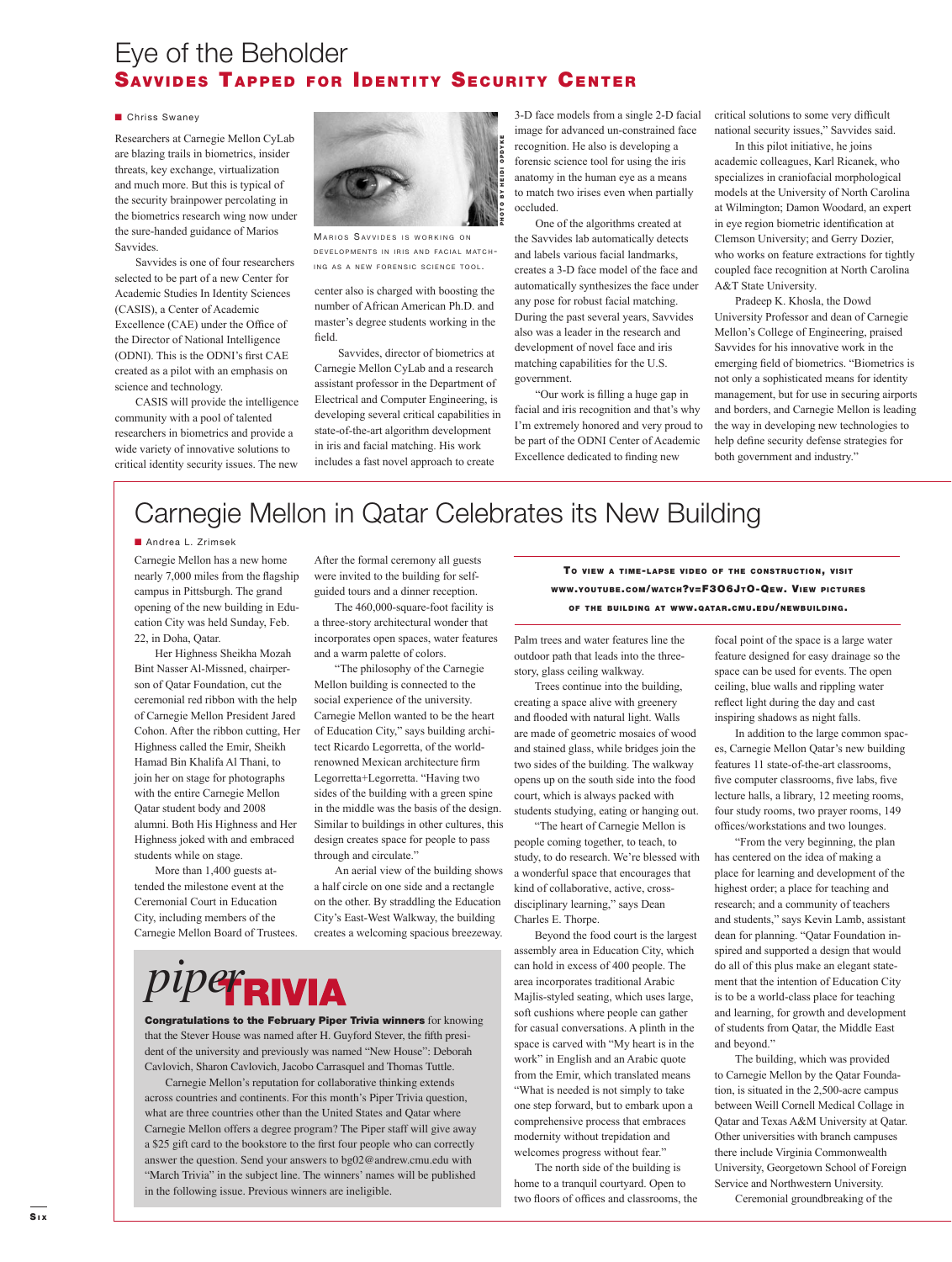# Eye of the Beholder

## Savvides Tapped for Identity Security Center

■ Chriss Swaney

Researchers at Carnegie Mellon CyLab are blazing trails in biometrics, insider threats, key exchange, virtualization and much more. But this is typical of the security brainpower percolating in the biometrics research wing now under the sure-handed guidance of Marios Savvides.

Savvides is one of four researchers selected to be part of a new Center for Academic Studies In Identity Sciences (CASIS), a Center of Academic Excellence (CAE) under the Office of the Director of National Intelligence (ODNI). This is the ODNI's first CAE created as a pilot with an emphasis on science and technology.

CASIS will provide the intelligence community with a pool of talented researchers in biometrics and provide a wide variety of innovative solutions to critical identity security issues. The new center also is charged with boosting the number of African American Ph.D. and master's degree students working in the field.

PHOTO BY HEIDI OPDYKE

Marios Savvides is working on developments in iris and facial matching as a new forensic science tool.

Savvides, director of biometrics at Carnegie Mellon CyLab and a research assistant professor in the Department of Electrical and Computer Engineering, is developing several critical capabilities in state-of-the-art algorithm development in iris and facial matching. His work includes a fast novel approach to create 3-D face models from a single 2-D facial image for advanced un-constrained face recognition. He also is developing a forensic science tool for using the iris anatomy in the human eye as a means to match two irises even when partially occluded.

One of the algorithms created at the Savvides lab automatically detects and labels various facial landmarks, creates a 3-D face model of the face and automatically synthesizes the face under any pose for robust facial matching. During the past several years, Savvides also was a leader in the research and development of novel face and iris matching capabilities for the U.S. government.

"Our work is filling a huge gap in facial and iris recognition and that's why I'm extremely honored and very proud to be part of the ODNI Center of Academic Excellence dedicated to finding new critical solutions to some very difficult national security issues," Savvides said.

In this pilot initiative, he joins academic colleagues, Karl Ricanek, who specializes in craniofacial morphological models at the University of North Carolina at Wilmington; Damon Woodard, an expert in eye region biometric identification at Clemson University; and Gerry Dozier, who works on feature extractions for tightly coupled face recognition at North Carolina A&T State University.

Pradeep K. Khosla, the Dowd University Professor and dean of Carnegie Mellon's College of Engineering, praised Savvides for his innovative work in the emerging field of biometrics. "Biometrics is not only a sophisticated means for identity management, but for use in securing airports and borders, and Carnegie Mellon is leading the way in developing new technologies to help define security defense strategies for both government and industry."

# Carnegie Mellon in Qatar Celebrates its New Building

■ Andrea L. Zrimsek

Carnegie Mellon has a new home nearly 7,000 miles from the flagship campus in Pittsburgh. The grand opening of the new building in Education City was held Sunday, Feb. 22, in Doha, Qatar.

Her Highness Sheikha Mozah Bint Nasser Al-Missned, chairperson of Qatar Foundation, cut the ceremonial red ribbon with the help of Carnegie Mellon President Jared Cohon. After the ribbon cutting, Her Highness called the Emir, Sheikh Hamad Bin Khalifa Al Thani, to join her on stage for photographs with the entire Carnegie Mellon Qatar student body and 2008 alumni. Both His Highness and Her Highness joked with and embraced students while on stage.

More than 1,400 guests attended the milestone event at the Ceremonial Court in Education City, including members of the Carnegie Mellon Board of Trustees. After the formal ceremony all guests were invited to the building for self-guided tours and a dinner reception.

The 460,000-square-foot facility is a three-story architectural wonder that incorporates open spaces, water features and a warm palette of colors.

"The philosophy of the Carnegie Mellon building is connected to the social experience of the university. Carnegie Mellon wanted to be the heart of Education City," says building architect Ricardo Legorretta, of the world-renowned Mexican architecture firm Legorretta+Legorretta. "Having two sides of the building with a green spine in the middle was the basis of the design. Similar to buildings in other cultures, this design creates space for people to pass through and circulate."

An aerial view of the building shows a half circle on one side and a rectangle on the other. By straddling the Education City's East-West Walkway, the building creates a welcoming spacious breezeway.

**To view a time-lapse video of the construction, visit www.youtube.com/watch?v=F3O6JtO-Qew. View pictures of the building at www.qatar.cmu.edu/newbuilding.**

Palm trees and water features line the outdoor path that leads into the three-story, glass ceiling walkway.

Trees continue into the building, creating a space alive with greenery and flooded with natural light. Walls are made of geometric mosaics of wood and stained glass, while bridges join the two sides of the building. The walkway opens up on the south side into the food court, which is always packed with students studying, eating or hanging out.

"The heart of Carnegie Mellon is people coming together, to teach, to study, to do research. We're blessed with a wonderful space that encourages that kind of collaborative, active, cross-disciplinary learning," says Dean Charles E. Thorpe.

Beyond the food court is the largest assembly area in Education City, which can hold in excess of 400 people. The area incorporates traditional Arabic Majlis-styled seating, which uses large, soft cushions where people can gather for casual conversations. A plinth in the space is carved with "My heart is in the work" in English and an Arabic quote from the Emir, which translated means "What is needed is not simply to take one step forward, but to embark upon a comprehensive process that embraces modernity without trepidation and welcomes progress without fear."

The north side of the building is home to a tranquil courtyard. Open to two floors of offices and classrooms, the focal point of the space is a large water feature designed for easy drainage so the space can be used for events. The open ceiling, blue walls and rippling water reflect light during the day and cast inspiring shadows as night falls.

In addition to the large common spaces, Carnegie Mellon Qatar's new building features 11 state-of-the-art classrooms, five computer classrooms, five labs, five lecture halls, a library, 12 meeting rooms, four study rooms, two prayer rooms, 149 offices/workstations and two lounges.

"From the very beginning, the plan has centered on the idea of making a place for learning and development of the highest order; a place for teaching and research; and a community of teachers and students," says Kevin Lamb, assistant dean for planning. "Qatar Foundation inspired and supported a design that would do all of this plus make an elegant statement that the intention of Education City is to be a world-class place for learning and learning, for growth and development of students from Qatar, the Middle East and beyond."

The building, which was provided to Carnegie Mellon by the Qatar Foundation, is situated in the 2,500-acre campus between Weill Cornell Medical Collage in Qatar and Texas A&M University at Qatar. Other universities with branch campuses there include Virginia Commonwealth University, Georgetown School of Foreign Service and Northwestern University.

Ceremonial groundbreaking of the

## *piper* TRIVIA

**Congratulations to the February Piper Trivia winners** for knowing that the Stever House was named after H. Guyford Stever, the fifth president of the university and previously was named "New House": Deborah Cavlovich, Sharon Cavlovich, Jacobo Carrasquel and Thomas Tuttle.

Carnegie Mellon's reputation for collaborative thinking extends across countries and continents. For this month's Piper Trivia question, what are three countries other than the United States and Qatar where Carnegie Mellon offers a degree program? The Piper staff will give away a $25 gift card to the bookstore to the first four people who can correctly answer the question. Send your answers to bg02@andrew.cmu.edu with "March Trivia" in the subject line. The winners' names will be published in the following issue. Previous winners are ineligible.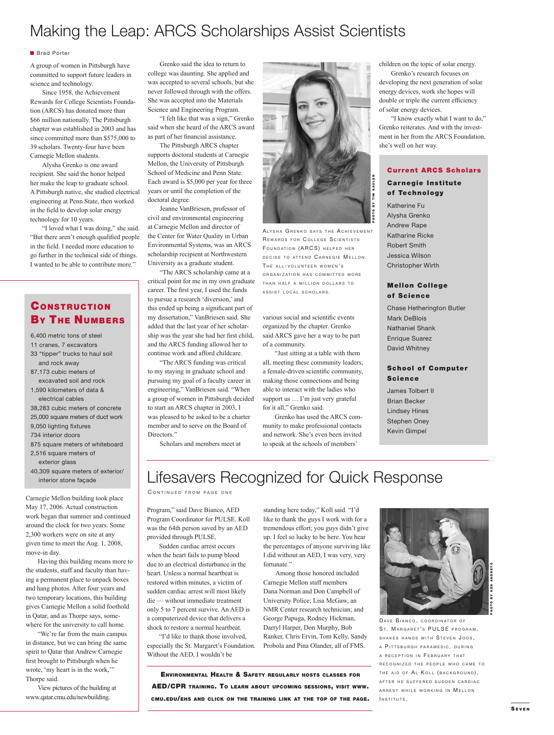# Making the Leap: ARCS Scholarships Assist Scientists

Brad Porter

A group of women in Pittsburgh have committed to support future leaders in science and technology.

Since 1958, the Achievement Rewards for College Scientists Foundation (ARCS) has donated more than $66 million nationally. The Pittsburgh chapter was established in 2003 and has since committed more than $575,000 to 39 scholars. Twenty-four have been Carnegie Mellon students.

Alysha Grenko is one award recipient. She said the honor helped her make the leap to graduate school. A Pittsburgh native, she studied electrical engineering at Penn State, then worked in the field to develop solar energy technology for 10 years.

"I loved what I was doing," she said. "But there aren't enough qualified people in the field. I needed more education to go further in the technical side of things. I wanted to be able to contribute more."

Grenko said the idea to return to college was daunting. She applied and was accepted to several schools, but she never followed through with the offers. She was accepted into the Materials Science and Engineering Program.

"I felt like that was a sign," Grenko said when she heard of the ARCS award as part of her financial assistance.

The Pittsburgh ARCS chapter supports doctoral students at Carnegie Mellon, the University of Pittsburgh School of Medicine and Penn State. Each award is $5,000 per year for three years or until the completion of the doctoral degree.

Jeanne VanBriesen, professor of civil and environmental engineering at Carnegie Mellon and director of the Center for Water Quality in Urban Environmental Systems, was an ARCS scholarship recipient at Northwestern University as a graduate student.

"The ARCS scholarship came at a critical point for me in my own graduate career. The first year, I used the funds to pursue a research 'diversion,' and this ended up being a significant part of my dissertation," VanBriesen said. She added that the last year of her scholarship was the year she had her first child, and the ARCS funding allowed her to continue work and afford childcare.

"The ARCS funding was critical to my staying in graduate school and pursuing my goal of a faculty career in engineering," VanBriesen said. "When a group of women in Pittsburgh decided to start an ARCS chapter in 2003, I was pleased to be asked to be a charter member and to serve on the Board of Directors."

Scholars and members meet at various social and scientific events organized by the chapter. Grenko said ARCS gave her a way to be part of a community.

"Just sitting at a table with them all, meeting these community leaders, a female-driven scientific community, making those connections and being able to interact with the ladies who support us … I'm just very grateful for it all," Grenko said.

Grenko has used the ARCS community to make professional contacts and network. She's even been invited to speak at the schools of members' children on the topic of solar energy.

Grenko's research focuses on developing the next generation of solar energy devices, work she hopes will double or triple the current efficiency of solar energy devices.

"I know exactly what I want to do," Grenko reiterates. And with the investment in her from the ARCS Foundation, she's well on her way.

PHOTO BY TIM KAULEN

Alysha Grenko says the Achievement Rewards for College Scientists Foundation (ARCS) helped her decide to attend Carnegie Mellon. The all-volunteer women's organization has committed more than half a million dollars to assist local scholars.

### Current ARCS Scholars

**Carnegie Institute of Technology**

- Katherine Fu
- Alysha Grenko
- Andrew Rape
- Katharine Ricke
- Robert Smith
- Jessica Wilson
- Christopher Wirth

**Mellon College of Science**

- Chase Hetherington Butler
- Mark DeBlois
- Nathaniel Shank
- Enrique Suarez
- David Whitney

**School of Computer Science**

- James Tolbert II
- Brian Becker
- Lindsey Hines
- Stephen Oney
- Kevin Gimpel

## Construction By The Numbers

- 6,400 metric tons of steel
- 11 cranes, 7 excavators
- 33 "tipper" trucks to haul soil and rock away
- 87,173 cubic meters of excavated soil and rock
- 1,590 kilometers of data & electrical cables
- 38,283 cubic meters of concrete
- 25,000 square meters of duct work
- 9,050 lighting fixtures
- 734 interior doors
- 875 square meters of whiteboard
- 2,516 square meters of exterior glass
- 40,309 square meters of exterior/interior stone façade

Carnegie Mellon building took place May 17, 2006. Actual construction work began that summer and continued around the clock for two years. Some 2,300 workers were on site at any given time to meet the Aug. 1, 2008, move-in day.

Having this building means more to the students, staff and faculty than having a permanent place to unpack boxes and hang photos. After four years and two temporary locations, this building gives Carnegie Mellon a solid foothold in Qatar, and as Thorpe says, somewhere for the university to call home.

"We're far from the main campus in distance, but we can bring the same spirit to Qatar that Andrew Carnegie first brought to Pittsburgh when he wrote, 'my heart is in the work,'" Thorpe said.

View pictures of the building at www.qatar.cmu.edu/newbuilding.

# Lifesavers Recognized for Quick Response

Continued from page one

Program," said Dave Bianco, AED Program Coordinator for PULSE. Koll was the 64th person saved by an AED provided through PULSE.

Sudden cardiac arrest occurs when the heart fails to pump blood due to an electrical disturbance in the heart. Unless a normal heartbeat is restored within minutes, a victim of sudden cardiac arrest will most likely die — without immediate treatment only 5 to 7 percent survive. An AED is a computerized device that delivers a shock to restore a normal heartbeat.

"I'd like to thank those involved, especially the St. Margaret's Foundation. Without the AED, I wouldn't be standing here today," Koll said. "I'd like to thank the guys I work with for a tremendous effort; you guys didn't give up. I feel so lucky to be here. You hear the percentages of anyone surviving like I did without an AED, I was very, very fortunate."

Among those honored included Carnegie Mellon staff members Dana Norman and Don Campbell of University Police; Lisa McGaw, an NMR Center research technician; and George Papuga, Rodney Hickman, Darryl Harper, Don Murphy, Bob Ranker, Chris Ervin, Tom Kelly, Sandy Probola and Pina Olander, all of FMS.

**Environmental Health & Safety regularly hosts classes for AED/CPR training. To learn about upcoming sessions, visit www.cmu.edu/ehs and click on the training link at the top of the page.**

PHOTO BY KEN ANDREYO

Dave Bianco, coordinator of St. Margaret's PULSE program, shakes hands with Steven Joos, a Pittsburgh paramedic, during a reception in February that recognized the people who came to the aid of Al Koll (background), after he suffered sudden cardiac arrest while working in Mellon Institute.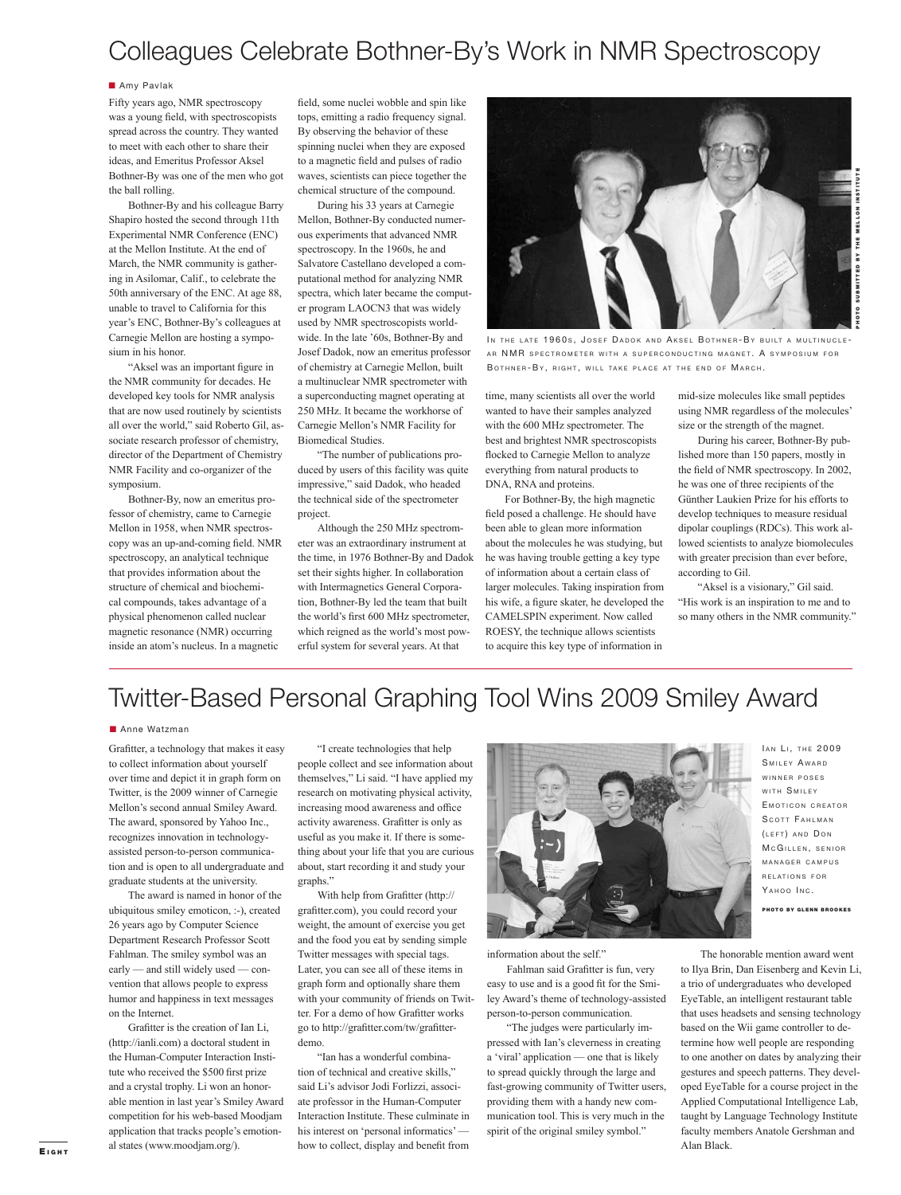# Colleagues Celebrate Bothner-By's Work in NMR Spectroscopy

Amy Pavlak

Fifty years ago, NMR spectroscopy was a young field, with spectroscopists spread across the country. They wanted to meet with each other to share their ideas, and Emeritus Professor Aksel Bothner-By was one of the men who got the ball rolling.

Bothner-By and his colleague Barry Shapiro hosted the second through 11th Experimental NMR Conference (ENC) at the Mellon Institute. At the end of March, the NMR community is gathering in Asilomar, Calif., to celebrate the 50th anniversary of the ENC. At age 88, unable to travel to California for this year's ENC, Bothner-By's colleagues at Carnegie Mellon are hosting a symposium in his honor.

"Aksel was an important figure in the NMR community for decades. He developed key tools for NMR analysis that are now used routinely by scientists all over the world," said Roberto Gil, associate research professor of chemistry, director of the Department of Chemistry NMR Facility and co-organizer of the symposium.

Bothner-By, now an emeritus professor of chemistry, came to Carnegie Mellon in 1958, when NMR spectroscopy was an up-and-coming field. NMR spectroscopy, an analytical technique that provides information about the structure of chemical and biochemical compounds, takes advantage of a physical phenomenon called nuclear magnetic resonance (NMR) occurring inside an atom's nucleus. In a magnetic field, some nuclei wobble and spin like tops, emitting a radio frequency signal. By observing the behavior of these spinning nuclei when they are exposed to a magnetic field and pulses of radio waves, scientists can piece together the chemical structure of the compound.

During his 33 years at Carnegie Mellon, Bothner-By conducted numerous experiments that advanced NMR spectroscopy. In the 1960s, he and Salvatore Castellano developed a computational method for analyzing NMR spectra, which later became the computer program LAOCN3 that was widely used by NMR spectroscopists worldwide. In the late '60s, Bothner-By and Josef Dadok, now an emeritus professor of chemistry at Carnegie Mellon, built a multinuclear NMR spectrometer with a superconducting magnet operating at 250 MHz. It became the workhorse of Carnegie Mellon's NMR Facility for Biomedical Studies.

"The number of publications produced by users of this facility was quite impressive," said Dadok, who headed the technical side of the spectrometer project.

Although the 250 MHz spectrometer was an extraordinary instrument at the time, in 1976 Bothner-By and Dadok set their sights higher. In collaboration with Intermagnetics General Corporation, Bothner-By led the team that built the world's first 600 MHz spectrometer, which reigned as the world's most powerful system for several years. At that time, many scientists all over the world wanted to have their samples analyzed with the 600 MHz spectrometer. The best and brightest NMR spectroscopists flocked to Carnegie Mellon to analyze everything from natural products to DNA, RNA and proteins.

For Bothner-By, the high magnetic field posed a challenge. He should have been able to glean more information about the molecules he was studying, but he was having trouble getting a key type of information about a certain class of larger molecules. Taking inspiration from his wife, a figure skater, he developed the CAMELSPIN experiment. Now called ROESY, the technique allows scientists to acquire this key type of information in mid-size molecules like small peptides using NMR regardless of the molecules' size or the strength of the magnet.

During his career, Bothner-By published more than 150 papers, mostly in the field of NMR spectroscopy. In 2002, he was one of three recipients of the Günther Laukien Prize for his efforts to develop techniques to measure residual dipolar couplings (RDCs). This work allowed scientists to analyze biomolecules with greater precision than ever before, according to Gil.

"Aksel is a visionary," Gil said. "His work is an inspiration to me and to so many others in the NMR community."

In the late 1960s, Josef Dadok and Aksel Bothner-By built a multinuclear NMR spectrometer with a superconducting magnet. A symposium for Bothner-By, right, will take place at the end of March.

Photo submitted by the Mellon Institute

# Twitter-Based Personal Graphing Tool Wins 2009 Smiley Award

Anne Watzman

Grafitter, a technology that makes it easy to collect information about yourself over time and depict it in graph form on Twitter, is the 2009 winner of Carnegie Mellon's second annual Smiley Award. The award, sponsored by Yahoo Inc., recognizes innovation in technology-assisted person-to-person communication and is open to all undergraduate and graduate students at the university.

The award is named in honor of the ubiquitous smiley emoticon, :-), created 26 years ago by Computer Science Department Research Professor Scott Fahlman. The smiley symbol was an early — and still widely used — convention that allows people to express humor and happiness in text messages on the Internet.

Grafitter is the creation of Ian Li, (http://ianli.com) a doctoral student in the Human-Computer Interaction Institute who received the $500 first prize and a crystal trophy. Li won an honorable mention in last year's Smiley Award competition for his web-based Moodjam application that tracks people's emotional states (www.moodjam.org/).

"I create technologies that help people collect and see information about themselves," Li said. "I have applied my research on motivating physical activity, increasing mood awareness and office activity awareness. Grafitter is only as useful as you make it. If there is something about your life that you are curious about, start recording it and study your graphs."

With help from Grafitter (http://grafitter.com), you could record your weight, the amount of exercise you get and the food you eat by sending simple Twitter messages with special tags. Later, you can see all of these items in graph form and optionally share them with your community of friends on Twitter. For a demo of how Grafitter works go to http://grafitter.com/tw/grafitter-demo.

"Ian has a wonderful combination of technical and creative skills," said Li's advisor Jodi Forlizzi, associate professor in the Human-Computer Interaction Institute. These culminate in his interest on 'personal informatics' — how to collect, display and benefit from information about the self."

Fahlman said Grafitter is fun, very easy to use and is a good fit for the Smiley Award's theme of technology-assisted person-to-person communication.

"The judges were particularly impressed with Ian's cleverness in creating a 'viral' application — one that is likely to spread quickly through the large and fast-growing community of Twitter users, providing them with a handy new communication tool. This is very much in the spirit of the original smiley symbol."

The honorable mention award went to Ilya Brin, Dan Eisenberg and Kevin Li, a trio of undergraduates who developed EyeTable, an intelligent restaurant table that uses headsets and sensing technology based on the Wii game controller to determine how well people are responding to one another on dates by analyzing their gestures and speech patterns. They developed EyeTable for a course project in the Applied Computational Intelligence Lab, taught by Language Technology Institute faculty members Anatole Gershman and Alan Black.

Ian Li, the 2009 Smiley Award winner poses with Smiley Emoticon creator Scott Fahlman (left) and Don McGillen, senior manager campus relations for Yahoo Inc.

Photo by Glenn Brookes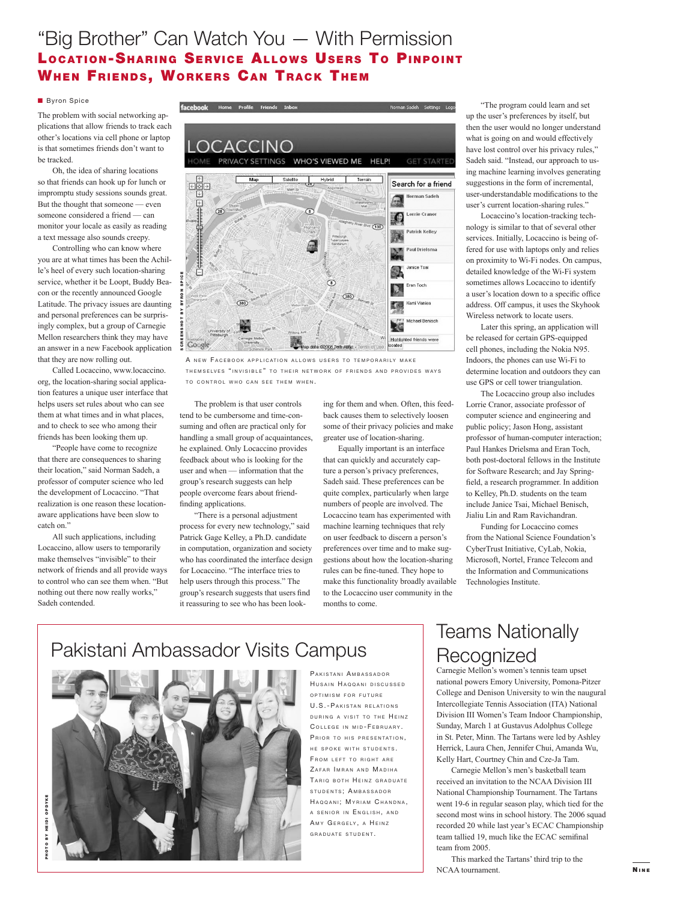# "Big Brother" Can Watch You — With Permission

## Location-Sharing Service Allows Users To Pinpoint When Friends, Workers Can Track Them

■ Byron Spice

The problem with social networking applications that allow friends to track each other's locations via cell phone or laptop is that sometimes friends don't want to be tracked.

Oh, the idea of sharing locations so that friends can hook up for lunch or impromptu study sessions sounds great. But the thought that someone — even someone considered a friend — can monitor your locale as easily as reading a text message also sounds creepy.

Controlling who can know where you are at what times has been the Achille's heel of every such location-sharing service, whether it be Loopt, Buddy Beacon or the recently announced Google Latitude. The privacy issues are daunting and personal preferences can be surprisingly complex, but a group of Carnegie Mellon researchers think they may have an answer in a new Facebook application that they are now rolling out.

Called Locaccino, www.locaccino.org, the location-sharing social application features a unique user interface that helps users set rules about who can see them at what times and in what places, and to check to see who among their friends has been looking them up.

"People have come to recognize that there are consequences to sharing their location," said Norman Sadeh, a professor of computer science who led the development of Locaccino. "That realization is one reason these location-aware applications have been slow to catch on."

All such applications, including Locaccino, allow users to temporarily make themselves "invisible" to their network of friends and all provide ways to control who can see them when. "But nothing out there now really works," Sadeh contended.

SCREENSHOT BY BYRON SPICE

A new Facebook application allows users to temporarily make themselves "invisible" to their network of friends and provides ways to control who can see them when.

The problem is that user controls tend to be cumbersome and time-consuming and often are practical only for handling a small group of acquaintances, he explained. Only Locaccino provides feedback about who is looking for the user and when — information that the group's research suggests can help people overcome fears about friend-finding applications.

"There is a personal adjustment process for every new technology," said Patrick Gage Kelley, a Ph.D. candidate in computation, organization and society who has coordinated the interface design for Locaccino. "The interface tries to help users through this process." The group's research suggests that users find it reassuring to see who has been looking for them and when. Often, this feedback causes them to selectively loosen some of their privacy policies and make greater use of location-sharing.

Equally important is an interface that can quickly and accurately capture a person's privacy preferences, Sadeh said. These preferences can be quite complex, particularly when large numbers of people are involved. The Locaccino team has experimented with machine learning techniques that rely on user feedback to discern a person's preferences over time and to make suggestions about how the location-sharing rules can be fine-tuned. They hope to make this functionality broadly available to the Locaccino user community in the months to come.

"The program could learn and set up the user's preferences by itself, but then the user would no longer understand what is going on and would effectively have lost control over his privacy rules," Sadeh said. "Instead, our approach to using machine learning involves generating suggestions in the form of incremental, user-understandable modifications to the user's current location-sharing rules."

Locaccino's location-tracking technology is similar to that of several other services. Initially, Locaccino is being offered for use with laptops only and relies on proximity to Wi-Fi nodes. On campus, detailed knowledge of the Wi-Fi system sometimes allows Locaccino to identify a user's location down to a specific office address. Off campus, it uses the Skyhook Wireless network to locate users.

Later this spring, an application will be released for certain GPS-equipped cell phones, including the Nokia N95. Indoors, the phones can use Wi-Fi to determine location and outdoors they can use GPS or cell tower triangulation.

The Locaccino group also includes Lorrie Cranor, associate professor of computer science and engineering and public policy; Jason Hong, assistant professor of human-computer interaction; Paul Hankes Drielsma and Eran Toch, both post-doctoral fellows in the Institute for Software Research; and Jay Springfield, a research programmer. In addition to Kelley, Ph.D. students on the team include Janice Tsai, Michael Benisch, Jialiu Lin and Ram Ravichandran.

Funding for Locaccino comes from the National Science Foundation's CyberTrust Initiative, CyLab, Nokia, Microsoft, Nortel, France Telecom and the Information and Communications Technologies Institute.

# Pakistani Ambassador Visits Campus

PHOTO BY HEIDI OPDYKE

Pakistani Ambassador Husain Haqqani discussed optimism for future U.S.-Pakistan relations during a visit to the Heinz College in mid-February. Prior to his presentation, he spoke with students. From left to right are Zafar Imran and Madiha Tariq both Heinz graduate students; Ambassador Haqqani; Myriam Chandna, a senior in English, and Amy Gergely, a Heinz graduate student.

# Teams Nationally Recognized

Carnegie Mellon's women's tennis team upset national powers Emory University, Pomona-Pitzer College and Denison University to win the naugural Intercollegiate Tennis Association (ITA) National Division III Women's Team Indoor Championship, Sunday, March 1 at Gustavus Adolphus College in St. Peter, Minn. The Tartans were led by Ashley Herrick, Laura Chen, Jennifer Chui, Amanda Wu, Kelly Hart, Courtney Chin and Cze-Ja Tam.

Carnegie Mellon's men's basketball team received an invitation to the NCAA Division III National Championship Tournament. The Tartans went 19-6 in regular season play, which tied for the second most wins in school history. The 2006 squad recorded 20 while last year's ECAC Championship team tallied 19, much like the ECAC semifinal team from 2005.

This marked the Tartans' third trip to the NCAA tournament.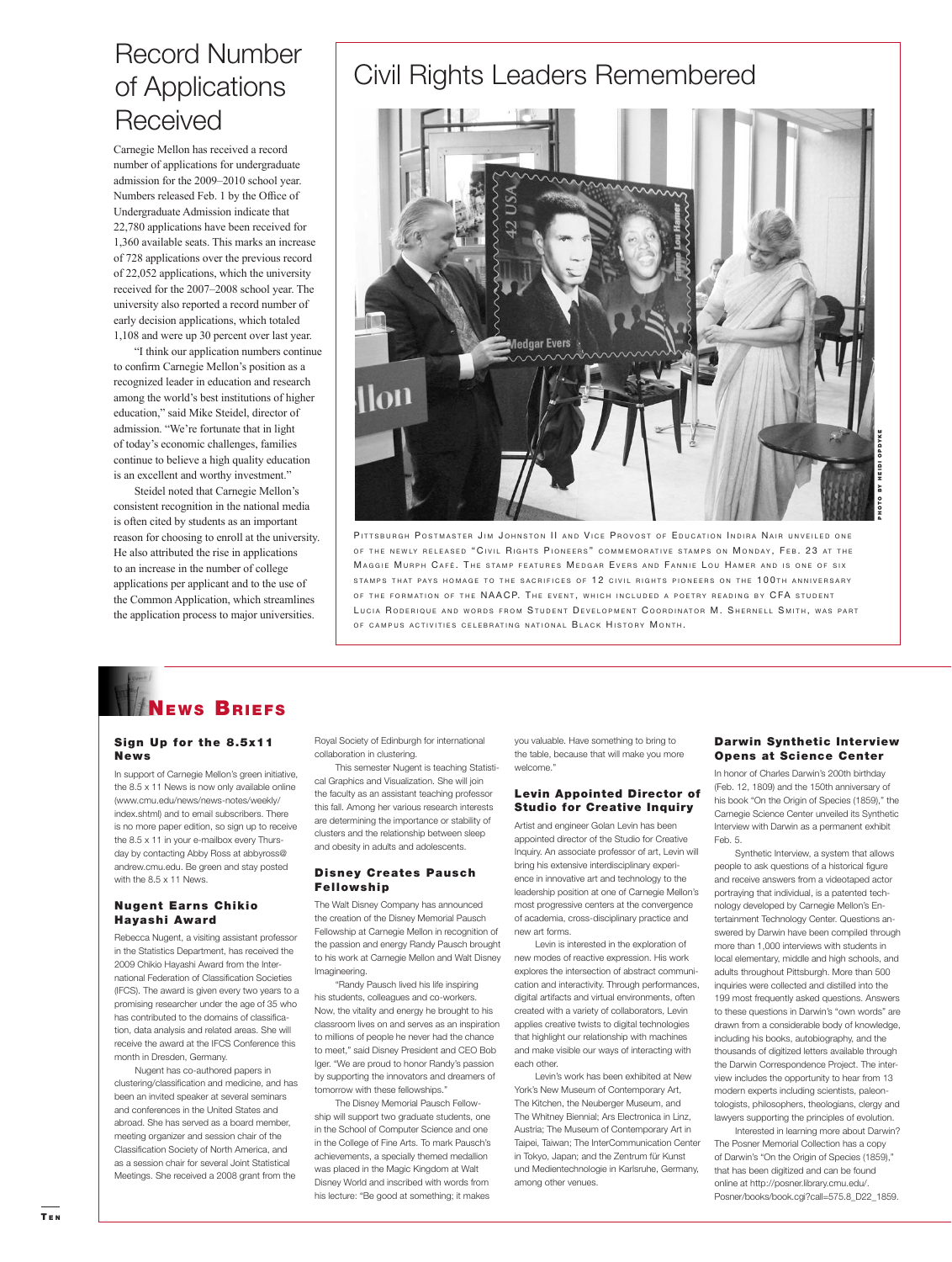# Record Number of Applications Received

Carnegie Mellon has received a record number of applications for undergraduate admission for the 2009–2010 school year. Numbers released Feb. 1 by the Office of Undergraduate Admission indicate that 22,780 applications have been received for 1,360 available seats. This marks an increase of 728 applications over the previous record of 22,052 applications, which the university received for the 2007–2008 school year. The university also reported a record number of early decision applications, which totaled 1,108 and were up 30 percent over last year.

"I think our application numbers continue to confirm Carnegie Mellon's position as a recognized leader in education and research among the world's best institutions of higher education," said Mike Steidel, director of admission. "We're fortunate that in light of today's economic challenges, families continue to believe a high quality education is an excellent and worthy investment."

Steidel noted that Carnegie Mellon's consistent recognition in the national media is often cited by students as an important reason for choosing to enroll at the university. He also attributed the rise in applications to an increase in the number of college applications per applicant and to the use of the Common Application, which streamlines the application process to major universities.

# Civil Rights Leaders Remembered

PHOTO BY HEIDI OPDYKE

Pittsburgh Postmaster Jim Johnston II and Vice Provost of Education Indira Nair unveiled one of the newly released "Civil Rights Pioneers" commemorative stamps on Monday, Feb. 23 at the Maggie Murph Café. The stamp features Medgar Evers and Fannie Lou Hamer and is one of six stamps that pays homage to the sacrifices of 12 civil rights pioneers on the 100th anniversary of the formation of the NAACP. The event, which included a poetry reading by CFA student Lucia Roderique and words from Student Development Coordinator M. Shernell Smith, was part of campus activities celebrating national Black History Month.

# News Briefs

### Sign Up for the 8.5x11 News

In support of Carnegie Mellon's green initiative, the 8.5 x 11 News is now only available online (www.cmu.edu/news/news-notes/weekly/index.shtml) and to email subscribers. There is no more paper edition, so sign up to receive the 8.5 x 11 in your e-mailbox every Thursday by contacting Abby Ross at abbyross@andrew.cmu.edu. Be green and stay posted with the 8.5 x 11 News.

### Nugent Earns Chikio Hayashi Award

Rebecca Nugent, a visiting assistant professor in the Statistics Department, has received the 2009 Chikio Hayashi Award from the International Federation of Classification Societies (IFCS). The award is given every two years to a promising researcher under the age of 35 who has contributed to the domains of classification, data analysis and related areas. She will receive the award at the IFCS Conference this month in Dresden, Germany.

Nugent has co-authored papers in clustering/classification and medicine, and has been an invited speaker at several seminars and conferences in the United States and abroad. She has served as a board member, meeting organizer and session chair of the Classification Society of North America, and as a session chair for several Joint Statistical Meetings. She received a 2008 grant from the Royal Society of Edinburgh for international collaboration in clustering.

This semester Nugent is teaching Statistical Graphics and Visualization. She will join the faculty as an assistant teaching professor this fall. Among her various research interests are determining the importance or stability of clusters and the relationship between sleep and obesity in adults and adolescents.

### Disney Creates Pausch Fellowship

The Walt Disney Company has announced the creation of the Disney Memorial Pausch Fellowship at Carnegie Mellon in recognition of the passion and energy Randy Pausch brought to his work at Carnegie Mellon and Walt Disney Imagineering.

"Randy Pausch lived his life inspiring his students, colleagues and co-workers. Now, the vitality and energy he brought to his classroom lives on and serves as an inspiration to millions of people he never had the chance to meet," said Disney President and CEO Bob Iger. "We are proud to honor Randy's passion by supporting the innovators and dreamers of tomorrow with these fellowships."

The Disney Memorial Pausch Fellowship will support two graduate students, one in the School of Computer Science and one in the College of Fine Arts. To mark Pausch's achievements, a specially themed medallion was placed in the Magic Kingdom at Walt Disney World and inscribed with words from his lecture: "Be good at something; it makes you valuable. Have something to bring to the table, because that will make you more welcome."

### Levin Appointed Director of Studio for Creative Inquiry

Artist and engineer Golan Levin has been appointed director of the Studio for Creative Inquiry. An associate professor of art, Levin will bring his extensive interdisciplinary experience in innovative art and technology to the leadership position at one of Carnegie Mellon's most progressive centers at the convergence of academia, cross-disciplinary practice and new art forms.

Levin is interested in the exploration of new modes of reactive expression. His work explores the intersection of abstract communication and interactivity. Through performances, digital artifacts and virtual environments, often created with a variety of collaborators, Levin applies creative twists to digital technologies that highlight our relationship with machines and make visible our ways of interacting with each other.

Levin's work has been exhibited at New York's New Museum of Contemporary Art, The Kitchen, the Neuberger Museum, and The Whitney Biennial; Ars Electronica in Linz, Austria; The Museum of Contemporary Art in Taipei, Taiwan; The InterCommunication Center in Tokyo, Japan; and the Zentrum für Kunst und Medientechnologie in Karlsruhe, Germany, among other venues.

### Darwin Synthetic Interview Opens at Science Center

In honor of Charles Darwin's 200th birthday (Feb. 12, 1809) and the 150th anniversary of his book "On the Origin of Species (1859)," the Carnegie Science Center unveiled its Synthetic Interview with Darwin as a permanent exhibit Feb. 5.

Synthetic Interview, a system that allows people to ask questions of a historical figure and receive answers from a videotaped actor portraying that individual, is a patented technology developed by Carnegie Mellon's Entertainment Technology Center. Questions answered by Darwin have been compiled through more than 1,000 interviews with students in local elementary, middle and high schools, and adults throughout Pittsburgh. More than 500 inquiries were collected and distilled into the 199 most frequently asked questions. Answers to these questions in Darwin's "own words" are drawn from a considerable body of knowledge, including his books, autobiography, and the thousands of digitized letters available through the Darwin Correspondence Project. The interview includes the opportunity to hear from 13 modern experts including scientists, paleontologists, philosophers, theologians, clergy and lawyers supporting the principles of evolution.

Interested in learning more about Darwin? The Posner Memorial Collection has a copy of Darwin's "On the Origin of Species (1859)," that has been digitized and can be found online at http://posner.library.cmu.edu/Posner/books/book.cgi?call=575.8_D22_1859.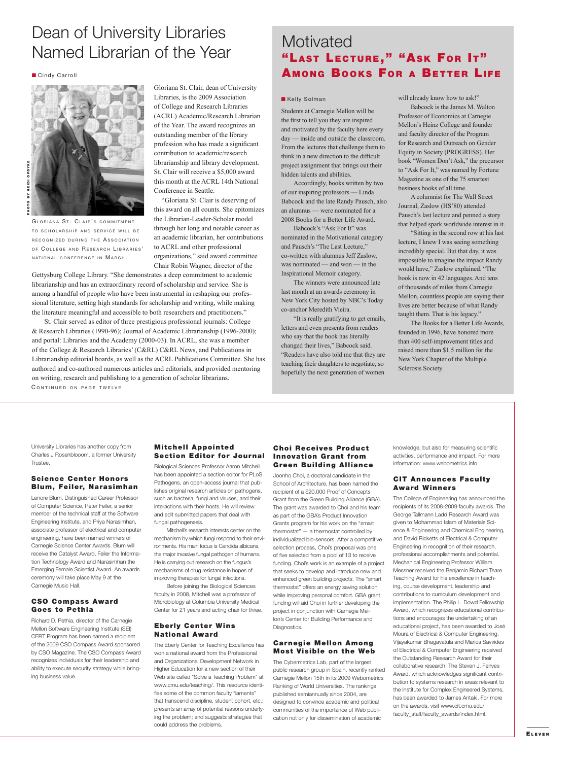# Dean of University Libraries Named Librarian of the Year

■ Cindy Carroll

PHOTO BY HEIDI OPDYKE

GLORIANA ST. CLAIR'S COMMITMENT TO SCHOLARSHIP AND SERVICE WILL BE RECOGNIZED DURING THE ASSOCIATION OF COLLEGE AND RESEARCH LIBRARIES' NATIONAL CONFERENCE IN MARCH.

Gloriana St. Clair, dean of University Libraries, is the 2009 Association of College and Research Libraries (ACRL) Academic/Research Librarian of the Year. The award recognizes an outstanding member of the library profession who has made a significant contribution to academic/research librarianship and library development. St. Clair will receive a $5,000 award this month at the ACRL 14th National Conference in Seattle.

"Gloriana St. Clair is deserving of this award on all counts. She epitomizes the Librarian-Leader-Scholar model through her long and notable career as an academic librarian, her contributions to ACRL and other professional organizations," said award committee Chair Robin Wagner, director of the Gettysburg College Library. "She demonstrates a deep commitment to academic librarianship and has an extraordinary record of scholarship and service. She is among a handful of people who have been instrumental in reshaping our professional literature, setting high standards for scholarship and writing, while making the literature meaningful and accessible to both researchers and practitioners."

St. Clair served as editor of three prestigious professional journals: College & Research Libraries (1990-96); Journal of Academic Librarianship (1996-2000); and portal: Libraries and the Academy (2000-03). In ACRL, she was a member of the College & Research Libraries' (C&RL) C&RL News, and Publications in Librarianship editorial boards, as well as the ACRL Publications Committee. She has authored and co-authored numerous articles and editorials, and provided mentoring on writing, research and publishing to a generation of scholar librarians.

CONTINUED ON PAGE TWELVE

# Motivated
## "Last Lecture," "Ask For It" Among Books For a Better Life

■ Kelly Solman

Students at Carnegie Mellon will be the first to tell you they are inspired and motivated by the faculty here every day — inside and outside the classroom. From the lectures that challenge them to think in a new direction to the difficult project assignment that brings out their hidden talents and abilities.

Accordingly, books written by two of our inspiring professors — Linda Babcock and the late Randy Pausch, also an alumnus — were nominated for a 2008 Books for a Better Life Award.

Babcock's "Ask For It" was nominated in the Motivational category and Pausch's "The Last Lecture," co-written with alumnus Jeff Zaslow, was nominated — and won — in the Inspirational Memoir category.

The winners were announced late last month at an awards ceremony in New York City hosted by NBC's Today co-anchor Meredith Vieira.

"It is really gratifying to get emails, letters and even presents from readers who say that the book has literally changed their lives," Babcock said. "Readers have also told me that they are teaching their daughters to negotiate, so hopefully the next generation of women will already know how to ask!"

Babcock is the James M. Walton Professor of Economics at Carnegie Mellon's Heinz College and founder and faculty director of the Program for Research and Outreach on Gender Equity in Society (PROGRESS). Her book "Women Don't Ask," the precursor to "Ask For It," was named by Fortune Magazine as one of the 75 smartest business books of all time.

A columnist for The Wall Street Journal, Zaslow (HS'80) attended Pausch's last lecture and penned a story that helped spark worldwide interest in it.

"Sitting in the second row at his last lecture, I knew I was seeing something incredibly special. But that day, it was impossible to imagine the impact Randy would have," Zaslow explained. "The book is now in 42 languages. And tens of thousands of miles from Carnegie Mellon, countless people are saying their lives are better because of what Randy taught them. That is his legacy."

The Books for a Better Life Awards, founded in 1996, have honored more than 400 self-improvement titles and raised more than $1.5 million for the New York Chapter of the Multiple Sclerosis Society.

---

University Libraries has another copy from Charles J Rosenblooom, a former University Trustee.

### Science Center Honors Blum, Feiler, Narasimhan

Lenore Blum, Distinguished Career Professor of Computer Science, Peter Feiler, a senior member of the technical staff at the Software Engineering Institute, and Priya Narasimhan, associate professor of electrical and computer engineering, have been named winners of Carnegie Science Center Awards. Blum will receive the Catalyst Award, Feiler the Information Technology Award and Narasimhan the Emerging Female Scientist Award. An awards ceremony will take place May 9 at the Carnegie Music Hall.

### CSO Compass Award Goes to Pethia

Richard D. Pethia, director of the Carnegie Mellon Software Engineering Institute (SEI) CERT Program has been named a recipient of the 2009 CSO Compass Award sponsored by CSO Magazine. The CSO Compass Award recognizes individuals for their leadership and ability to execute security strategy while bringing business value.

### Mitchell Appointed Section Editor for Journal

Biological Sciences Professor Aaron Mitchell has been appointed a section editor for PLoS Pathogens, an open-access journal that publishes original research articles on pathogens, such as bacteria, fungi and viruses, and their interactions with their hosts. He will review and edit submitted papers that deal with fungal pathogenesis.

Mitchell's research interests center on the mechanism by which fungi respond to their environments. His main focus is Candida albicans, the major invasive fungal pathogen of humans. He is carrying out research on the fungus's mechanisms of drug resistance in hopes of improving therapies for fungal infections.

Before joining the Biological Sciences faculty in 2008, Mitchell was a professor of Microbiology at Columbia University Medical Center for 21 years and acting chair for three.

### Eberly Center Wins National Award

The Eberly Center for Teaching Excellence has won a national award from the Professional and Organizational Development Network in Higher Education for a new section of their Web site called "Solve a Teaching Problem" at www.cmu.edu/teaching/. This resource identifies some of the common faculty "laments" that transcend discipline, student cohort, etc.; presents an array of potential reasons underlying the problem; and suggests strategies that could address the problems.

### Choi Receives Product Innovation Grant from Green Building Alliance

Joonho Choi, a doctoral candidate in the School of Architecture, has been named the recipient of a $20,000 Proof of Concepts Grant from the Green Building Alliance (GBA). The grant was awarded to Choi and his team as part of the GBA's Product Innovation Grants program for his work on the "smart thermostat" — a thermostat controlled by individualized bio-sensors. After a competitive selection process, Choi's proposal was one of five selected from a pool of 13 to receive funding. Choi's work is an example of a project that seeks to develop and introduce new and enhanced green building projects. The "smart thermostat" offers an energy saving solution while improving personal comfort. GBA grant funding will aid Choi in further developing the project in conjunction with Carnegie Mellon's Center for Building Performance and Diagnostics.

### Carnegie Mellon Among Most Visible on the Web

The Cybermetrics Lab, part of the largest public research group in Spain, recently ranked Carnegie Mellon 15th in its 2009 Webometrics Ranking of World Universities. The rankings, published semiannually since 2004, are designed to convince academic and political communities of the importance of Web publication not only for dissemination of academic knowledge, but also for measuring scientific activities, performance and impact. For more information: www.webometrics.info.

### CIT Announces Faculty Award Winners

The College of Engineering has announced the recipients of its 2008-2009 faculty awards. The George Tallmann Ladd Research Award was given to Mohammad Islam of Materials Science & Engineering and Chemical Engineering, and David Ricketts of Electrical & Computer Engineering in recognition of their research, professional accomplishments and potential. Mechanical Engineering Professor William Messner received the Benjamin Richard Teare Teaching Award for his excellence in teaching, course development, leadership and contributions to curriculum development and implementation. The Philip L. Dowd Fellowship Award, which recognizes educational contributions and encourages the undertaking of an educational project, has been awarded to José Moura of Electrical & Computer Engineering. Vijayakumar Bhagavatula and Marios Savvides of Electrical & Computer Engineering received the Outstanding Research Award for their collaborative research. The Steven J. Fenves Award, which acknowledges significant contribution to systems research in areas relevant to the Institute for Complex Engineered Systems, has been awarded to James Antaki. For more on the awards, visit www.cit.cmu.edu/faculty_staff/faculty_awards/index.html.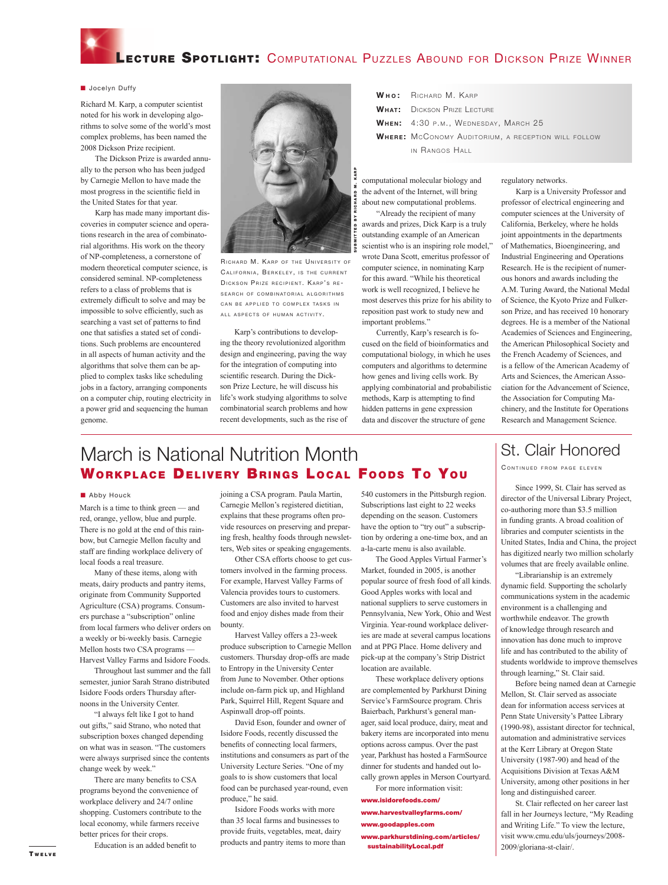# Lecture Spotlight: Computational Puzzles Abound for Dickson Prize Winner

■ Jocelyn Duffy

| | |
|---|---|
| **Who:** | Richard M. Karp |
| **What:** | Dickson Prize Lecture |
| **When:** | 4:30 p.m., Wednesday, March 25 |
| **Where:** | McConomy Auditorium, a reception will follow in Rangos Hall |

Richard M. Karp, a computer scientist noted for his work in developing algorithms to solve some of the world's most complex problems, has been named the 2008 Dickson Prize recipient.

The Dickson Prize is awarded annually to the person who has been judged by Carnegie Mellon to have made the most progress in the scientific field in the United States for that year.

Karp has made many important discoveries in computer science and operations research in the area of combinatorial algorithms. His work on the theory of NP-completeness, a cornerstone of modern theoretical computer science, is considered seminal. NP-completeness refers to a class of problems that is extremely difficult to solve and may be impossible to solve efficiently, such as searching a vast set of patterns to find one that satisfies a stated set of conditions. Such problems are encountered in all aspects of human activity and the algorithms that solve them can be applied to complex tasks like scheduling jobs in a factory, arranging components on a computer chip, routing electricity in a power grid and sequencing the human genome.

Richard M. Karp of the University of California, Berkeley, is the current Dickson Prize recipient. Karp's research of combinatorial algorithms can be applied to complex tasks in all aspects of human activity.

Submitted by Richard M. Karp

Karp's contributions to developing the theory revolutionized algorithm design and engineering, paving the way for the integration of computing into scientific research. During the Dickson Prize Lecture, he will discuss his life's work studying algorithms to solve combinatorial search problems and how recent developments, such as the rise of computational molecular biology and the advent of the Internet, will bring about new computational problems.

"Already the recipient of many awards and prizes, Dick Karp is a truly outstanding example of an American scientist who is an inspiring role model," wrote Dana Scott, emeritus professor of computer science, in nominating Karp for this award. "While his theoretical work is well recognized, I believe he most deserves this prize for his ability to reposition past work to study new and important problems."

Currently, Karp's research is focused on the field of bioinformatics and computational biology, in which he uses computers and algorithms to determine how genes and living cells work. By applying combinatorial and probabilistic methods, Karp is attempting to find hidden patterns in gene expression data and discover the structure of gene regulatory networks.

Karp is a University Professor and professor of electrical engineering and computer sciences at the University of California, Berkeley, where he holds joint appointments in the departments of Mathematics, Bioengineering, and Industrial Engineering and Operations Research. He is the recipient of numerous honors and awards including the A.M. Turing Award, the National Medal of Science, the Kyoto Prize and Fulkerson Prize, and has received 10 honorary degrees. He is a member of the National Academies of Sciences and Engineering, the American Philosophical Society and the French Academy of Sciences, and is a fellow of the American Academy of Arts and Sciences, the American Association for the Advancement of Science, the Association for Computing Machinery, and the Institute for Operations Research and Management Science.

# March is National Nutrition Month

## Workplace Delivery Brings Local Foods To You

■ Abby Houck

March is a time to think green — and red, orange, yellow, blue and purple. There is no gold at the end of this rainbow, but Carnegie Mellon faculty and staff are finding workplace delivery of local foods a real treasure.

Many of these items, along with meats, dairy products and pantry items, originate from Community Supported Agriculture (CSA) programs. Consumers purchase a "subscription" online from local farmers who deliver orders on a weekly or bi-weekly basis. Carnegie Mellon hosts two CSA programs — Harvest Valley Farms and Isidore Foods.

Throughout last summer and the fall semester, junior Sarah Strano distributed Isidore Foods orders Thursday afternoons in the University Center.

"I always felt like I got to hand out gifts," said Strano, who noted that subscription boxes changed depending on what was in season. "The customers were always surprised since the contents change week by week."

There are many benefits to CSA programs beyond the convenience of workplace delivery and 24/7 online shopping. Customers contribute to the local economy, while farmers receive better prices for their crops.

Education is an added benefit to joining a CSA program. Paula Martin, Carnegie Mellon's registered dietitian, explains that these programs often provide resources on preserving and preparing fresh, healthy foods through newsletters, Web sites or speaking engagements.

Other CSA efforts choose to get customers involved in the farming process. For example, Harvest Valley Farms of Valencia provides tours to customers. Customers are also invited to harvest food and enjoy dishes made from their bounty.

Harvest Valley offers a 23-week produce subscription to Carnegie Mellon customers. Thursday drop-offs are made to Entropy in the University Center from June to November. Other options include on-farm pick up, and Highland Park, Squirrel Hill, Regent Square and Aspinwall drop-off points.

David Eson, founder and owner of Isidore Foods, recently discussed the benefits of connecting local farmers, institutions and consumers as part of the University Lecture Series. "One of my goals to is show customers that local food can be purchased year-round, even produce," he said.

Isidore Foods works with more than 35 local farms and businesses to provide fruits, vegetables, meat, dairy products and pantry items to more than 540 customers in the Pittsburgh region. Subscriptions last eight to 22 weeks depending on the season. Customers have the option to "try out" a subscription by ordering a one-time box, and an a-la-carte menu is also available.

The Good Apples Virtual Farmer's Market, founded in 2005, is another popular source of fresh food of all kinds. Good Apples works with local and national suppliers to serve customers in Pennsylvania, New York, Ohio and West Virginia. Year-round workplace deliveries are made at several campus locations and at PPG Place. Home delivery and pick-up at the company's Strip District location are available.

These workplace delivery options are complemented by Parkhurst Dining Service's FarmSource program. Chris Baierbach, Parkhurst's general manager, said local produce, dairy, meat and bakery items are incorporated into menu options across campus. Over the past year, Parkhust has hosted a FarmSource dinner for students and handed out locally grown apples in Merson Courtyard.

For more information visit:

**www.isidorefoods.com/**
**www.harvestvalleyfarms.com/**
**www.goodapples.com**
**www.parkhurstdining.com/articles/sustainabilityLocal.pdf**

# St. Clair Honored

Continued from page eleven

Since 1999, St. Clair has served as director of the Universal Library Project, co-authoring more than $3.5 million in funding grants. A broad coalition of libraries and computer scientists in the United States, India and China, the project has digitized nearly two million scholarly volumes that are freely available online.

"Librarianship is an extremely dynamic field. Supporting the scholarly communications system in the academic environment is a challenging and worthwhile endeavor. The growth of knowledge through research and innovation has done much to improve life and has contributed to the ability of students worldwide to improve themselves through learning," St. Clair said.

Before being named dean at Carnegie Mellon, St. Clair served as associate dean for information access services at Penn State University's Pattee Library (1990-98), assistant director for technical, automation and administrative services at the Kerr Library at Oregon State University (1987-90) and head of the Acquisitions Division at Texas A&M University, among other positions in her long and distinguished career.

St. Clair reflected on her career last fall in her Journeys lecture, "My Reading and Writing Life." To view the lecture, visit www.cmu.edu/uls/journeys/2008-2009/gloriana-st-clair/.